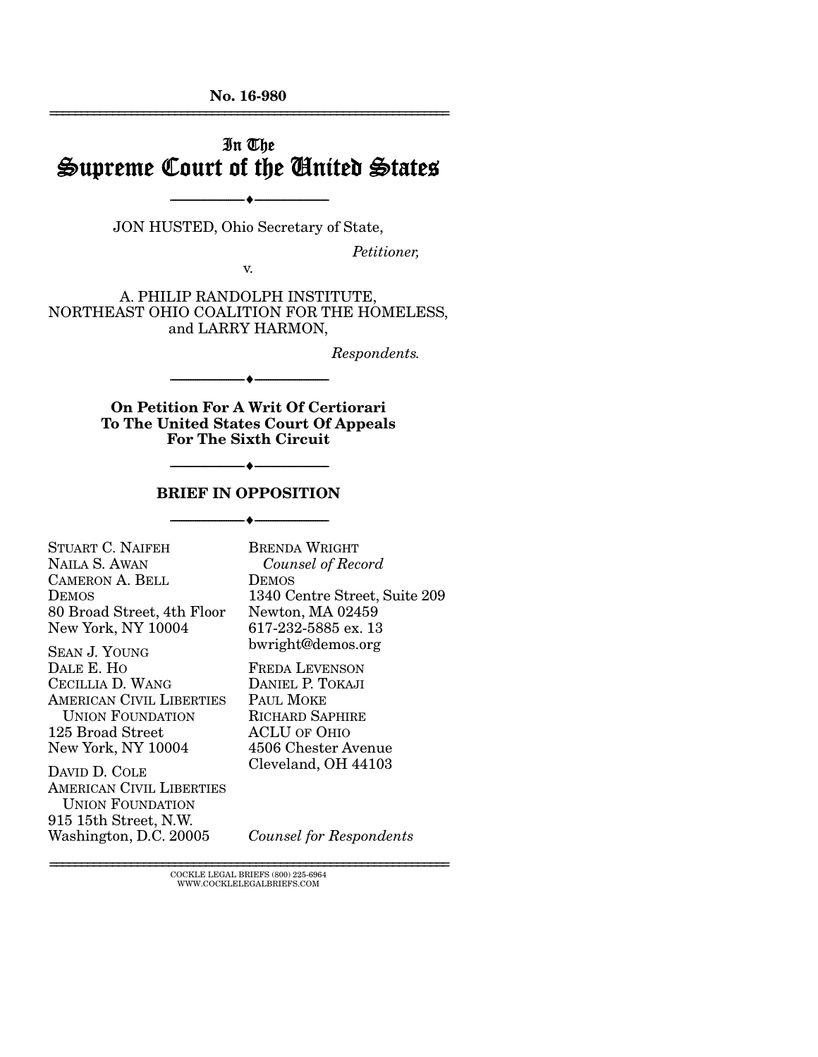**No. 16-980**

---

# In The Supreme Court of the United States

---

JON HUSTED, Ohio Secretary of State,

*Petitioner,*

v.

A. PHILIP RANDOLPH INSTITUTE, NORTHEAST OHIO COALITION FOR THE HOMELESS, and LARRY HARMON,

*Respondents.*

---

**On Petition For A Writ Of Certiorari To The United States Court Of Appeals For The Sixth Circuit**

---

## BRIEF IN OPPOSITION

---

STUART C. NAIFEH
NAILA S. AWAN
CAMERON A. BELL
DEMOS
80 Broad Street, 4th Floor
New York, NY 10004

SEAN J. YOUNG
DALE E. HO
CECILLIA D. WANG
AMERICAN CIVIL LIBERTIES UNION FOUNDATION
125 Broad Street
New York, NY 10004

DAVID D. COLE
AMERICAN CIVIL LIBERTIES UNION FOUNDATION
915 15th Street, N.W.
Washington, D.C. 20005

BRENDA WRIGHT
*Counsel of Record*
DEMOS
1340 Centre Street, Suite 209
Newton, MA 02459
617-232-5885 ex. 13
bwright@demos.org

FREDA LEVENSON
DANIEL P. TOKAJI
PAUL MOKE
RICHARD SAPHIRE
ACLU OF OHIO
4506 Chester Avenue
Cleveland, OH 44103

*Counsel for Respondents*

---

COCKLE LEGAL BRIEFS (800) 225-6964
WWW.COCKLELEGALBRIEFS.COM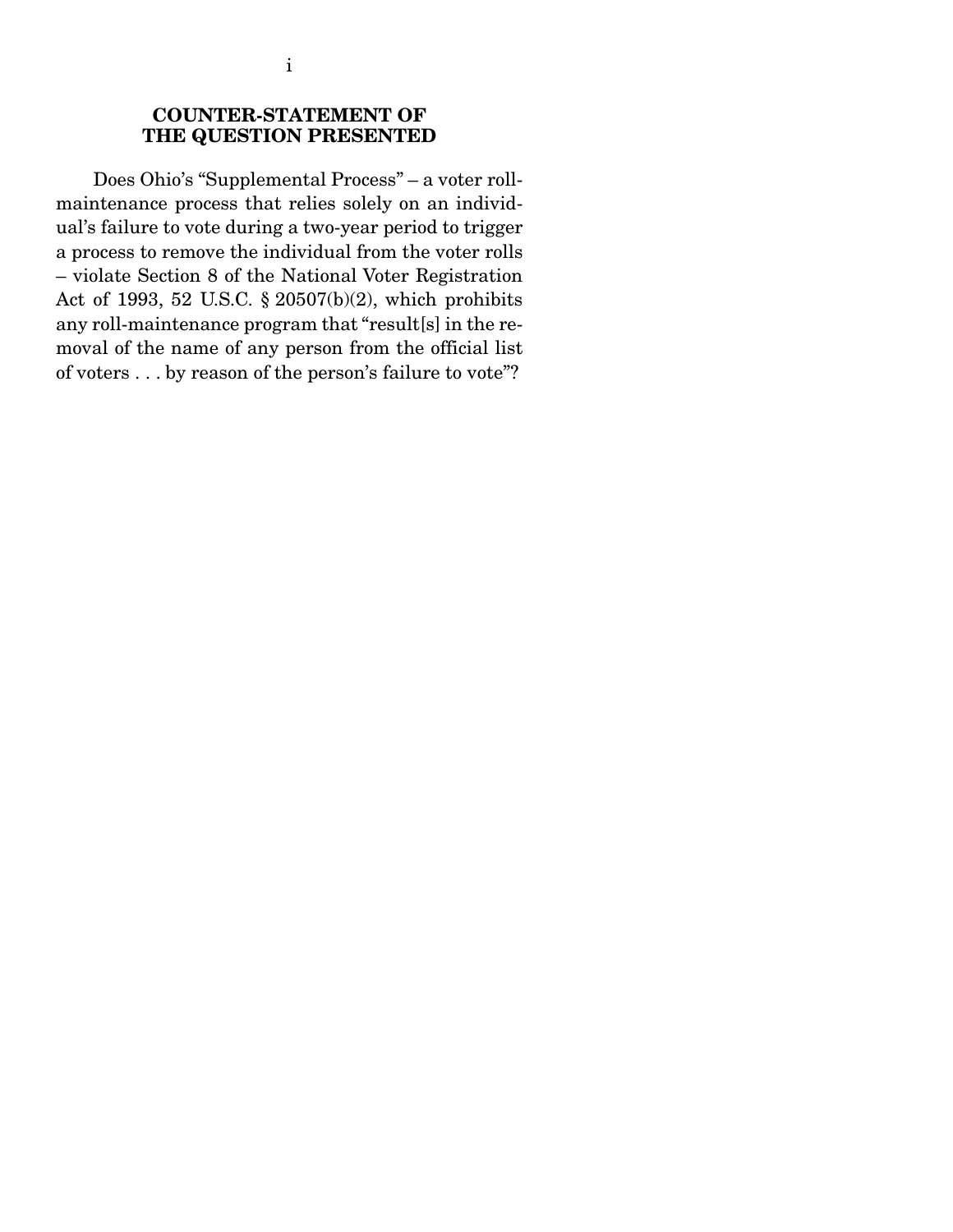## COUNTER-STATEMENT OF THE QUESTION PRESENTED

Does Ohio's "Supplemental Process" – a voter roll-maintenance process that relies solely on an individual's failure to vote during a two-year period to trigger a process to remove the individual from the voter rolls – violate Section 8 of the National Voter Registration Act of 1993, 52 U.S.C. § 20507(b)(2), which prohibits any roll-maintenance program that "result[s] in the removal of the name of any person from the official list of voters . . . by reason of the person's failure to vote"?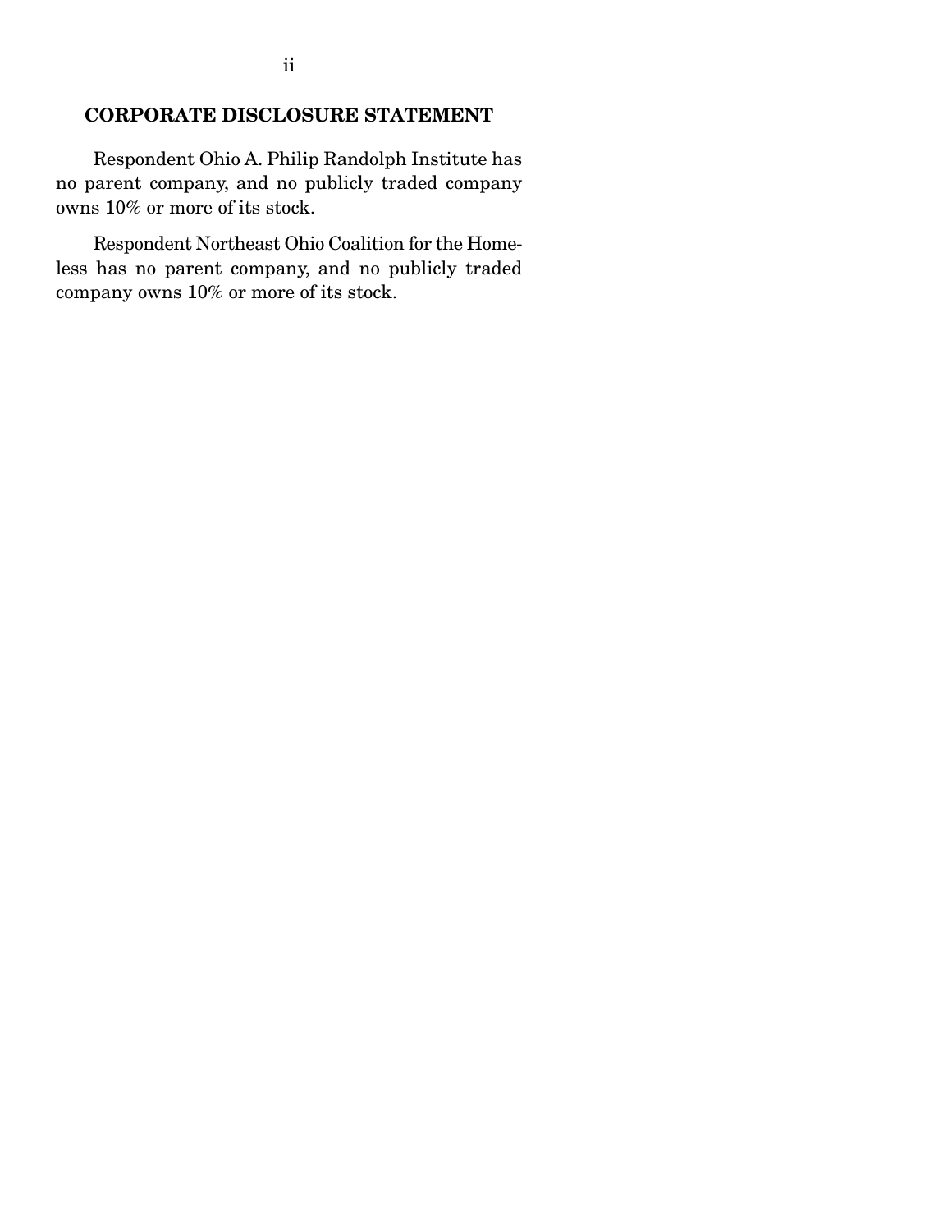## CORPORATE DISCLOSURE STATEMENT

Respondent Ohio A. Philip Randolph Institute has no parent company, and no publicly traded company owns 10% or more of its stock.

Respondent Northeast Ohio Coalition for the Homeless has no parent company, and no publicly traded company owns 10% or more of its stock.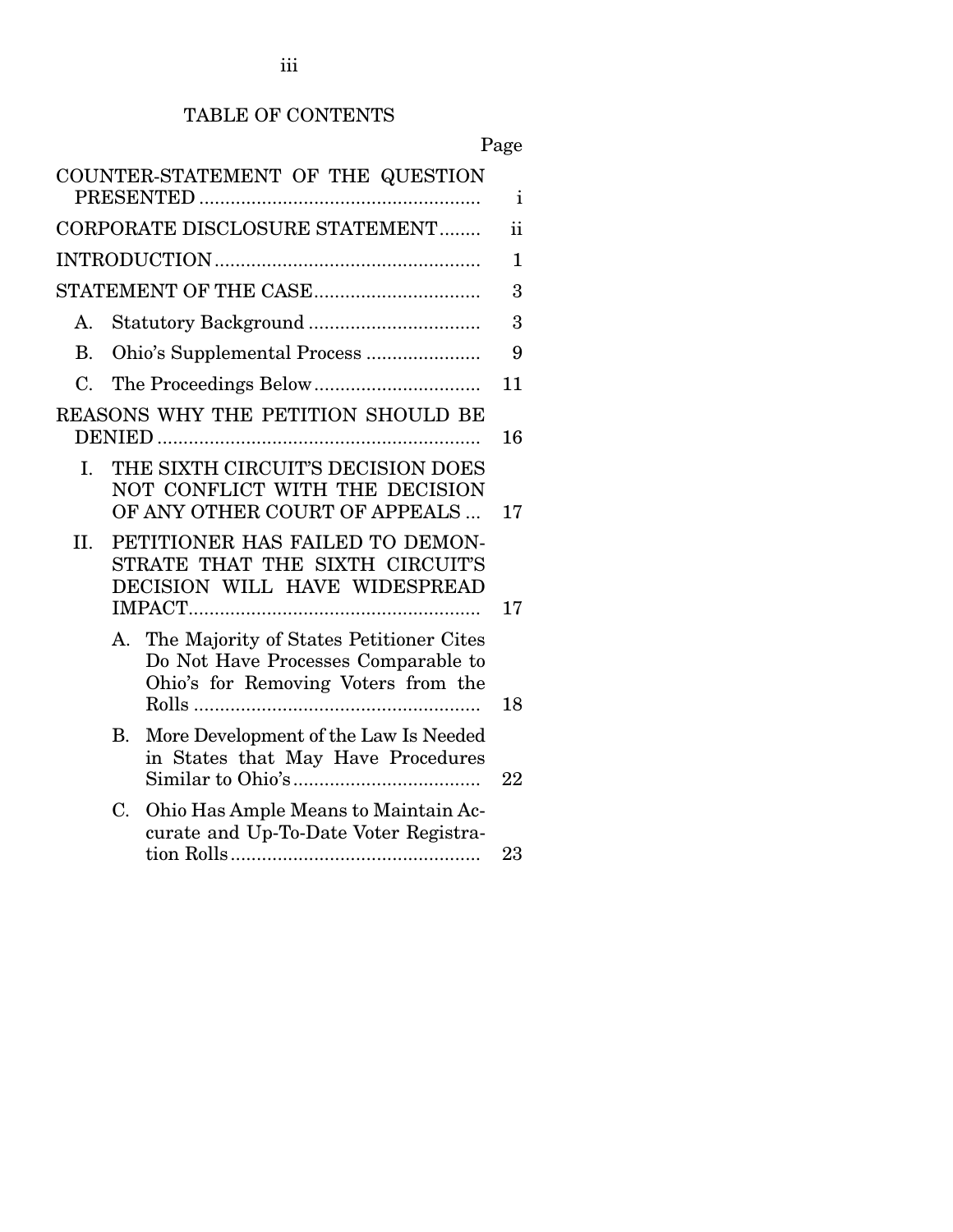TABLE OF CONTENTS

| | Page |
|---|---|
| COUNTER-STATEMENT OF THE QUESTION PRESENTED | i |
| CORPORATE DISCLOSURE STATEMENT | ii |
| INTRODUCTION | 1 |
| STATEMENT OF THE CASE | 3 |
| A. Statutory Background | 3 |
| B. Ohio's Supplemental Process | 9 |
| C. The Proceedings Below | 11 |
| REASONS WHY THE PETITION SHOULD BE DENIED | 16 |
| I. THE SIXTH CIRCUIT'S DECISION DOES NOT CONFLICT WITH THE DECISION OF ANY OTHER COURT OF APPEALS | 17 |
| II. PETITIONER HAS FAILED TO DEMONSTRATE THAT THE SIXTH CIRCUIT'S DECISION WILL HAVE WIDESPREAD IMPACT | 17 |
| A. The Majority of States Petitioner Cites Do Not Have Processes Comparable to Ohio's for Removing Voters from the Rolls | 18 |
| B. More Development of the Law Is Needed in States that May Have Procedures Similar to Ohio's | 22 |
| C. Ohio Has Ample Means to Maintain Accurate and Up-To-Date Voter Registration Rolls | 23 |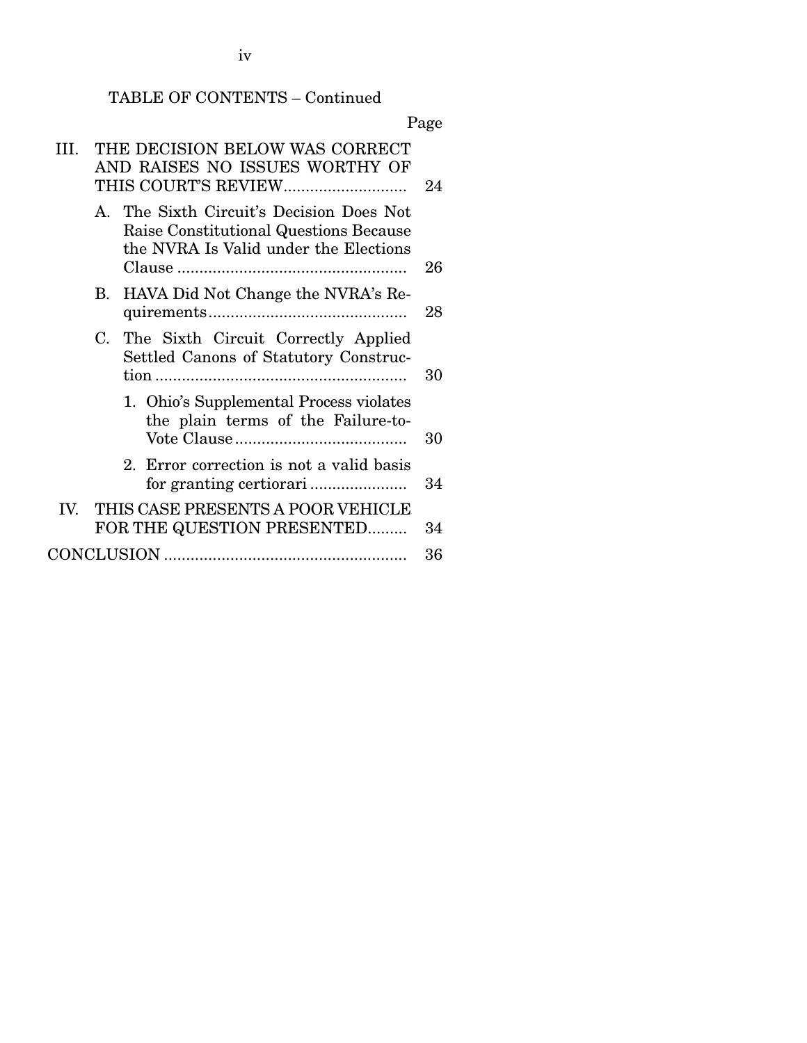TABLE OF CONTENTS – Continued

| | Page |
|---|---|
| III. THE DECISION BELOW WAS CORRECT AND RAISES NO ISSUES WORTHY OF THIS COURT'S REVIEW | 24 |
| A. The Sixth Circuit's Decision Does Not Raise Constitutional Questions Because the NVRA Is Valid under the Elections Clause | 26 |
| B. HAVA Did Not Change the NVRA's Requirements | 28 |
| C. The Sixth Circuit Correctly Applied Settled Canons of Statutory Construction | 30 |
| 1. Ohio's Supplemental Process violates the plain terms of the Failure-to-Vote Clause | 30 |
| 2. Error correction is not a valid basis for granting certiorari | 34 |
| IV. THIS CASE PRESENTS A POOR VEHICLE FOR THE QUESTION PRESENTED | 34 |
| CONCLUSION | 36 |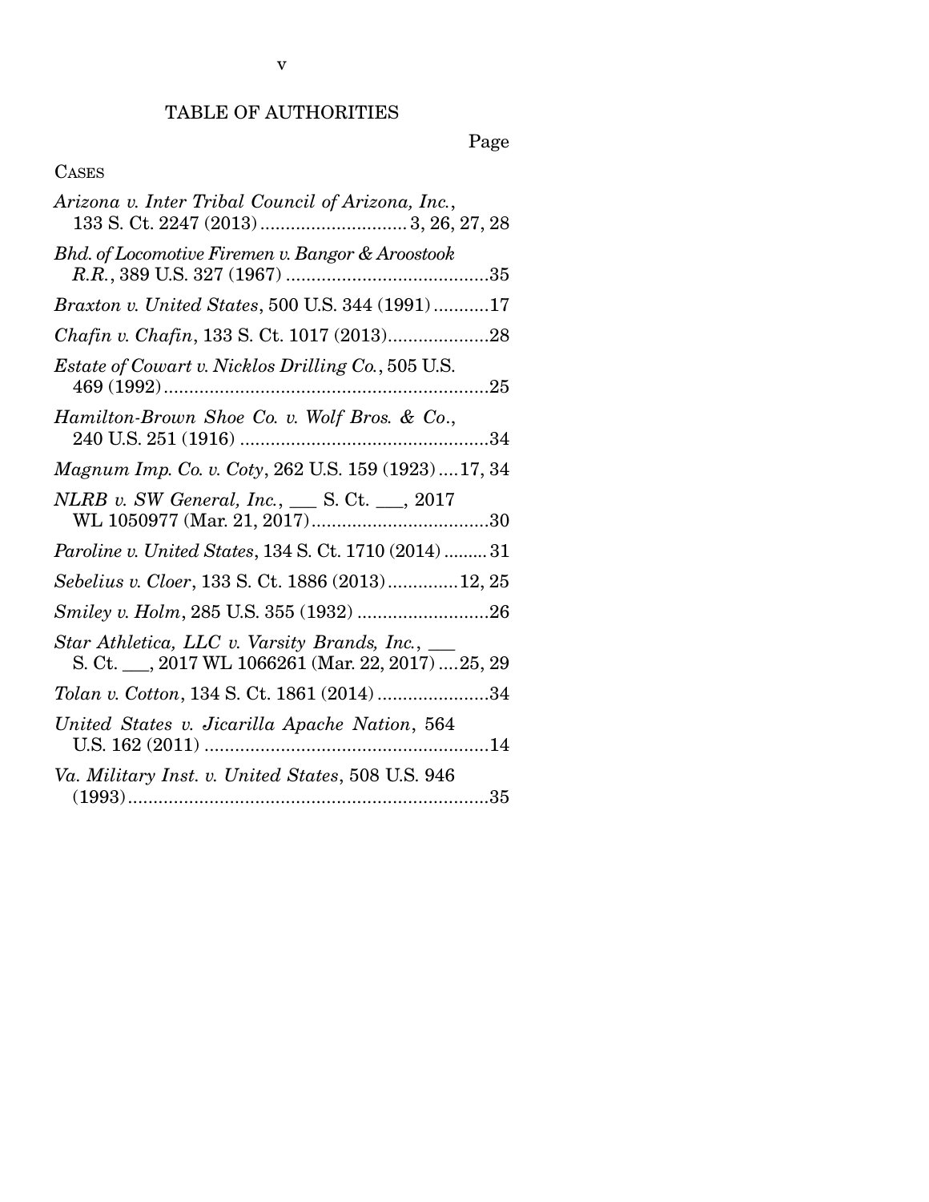# TABLE OF AUTHORITIES

Page

CASES

*Arizona v. Inter Tribal Council of Arizona, Inc.*, 133 S. Ct. 2247 (2013) ............................ 3, 26, 27, 28

*Bhd. of Locomotive Firemen v. Bangor & Aroostook R.R.*, 389 U.S. 327 (1967) ........................................35

*Braxton v. United States*, 500 U.S. 344 (1991) ...........17

*Chafin v. Chafin*, 133 S. Ct. 1017 (2013)....................28

*Estate of Cowart v. Nicklos Drilling Co.*, 505 U.S. 469 (1992)................................................................25

*Hamilton-Brown Shoe Co. v. Wolf Bros. & Co.*, 240 U.S. 251 (1916) .................................................34

*Magnum Imp. Co. v. Coty*, 262 U.S. 159 (1923)....17, 34

*NLRB v. SW General, Inc.*, ___ S. Ct. ___, 2017 WL 1050977 (Mar. 21, 2017)...................................30

*Paroline v. United States*, 134 S. Ct. 1710 (2014) ......... 31

*Sebelius v. Cloer*, 133 S. Ct. 1886 (2013).............12, 25

*Smiley v. Holm*, 285 U.S. 355 (1932) ..........................26

*Star Athletica, LLC v. Varsity Brands, Inc.*, ___ S. Ct. ___, 2017 WL 1066261 (Mar. 22, 2017) ....25, 29

*Tolan v. Cotton*, 134 S. Ct. 1861 (2014) ......................34

*United States v. Jicarilla Apache Nation*, 564 U.S. 162 (2011) ........................................................14

*Va. Military Inst. v. United States*, 508 U.S. 946 (1993).......................................................................35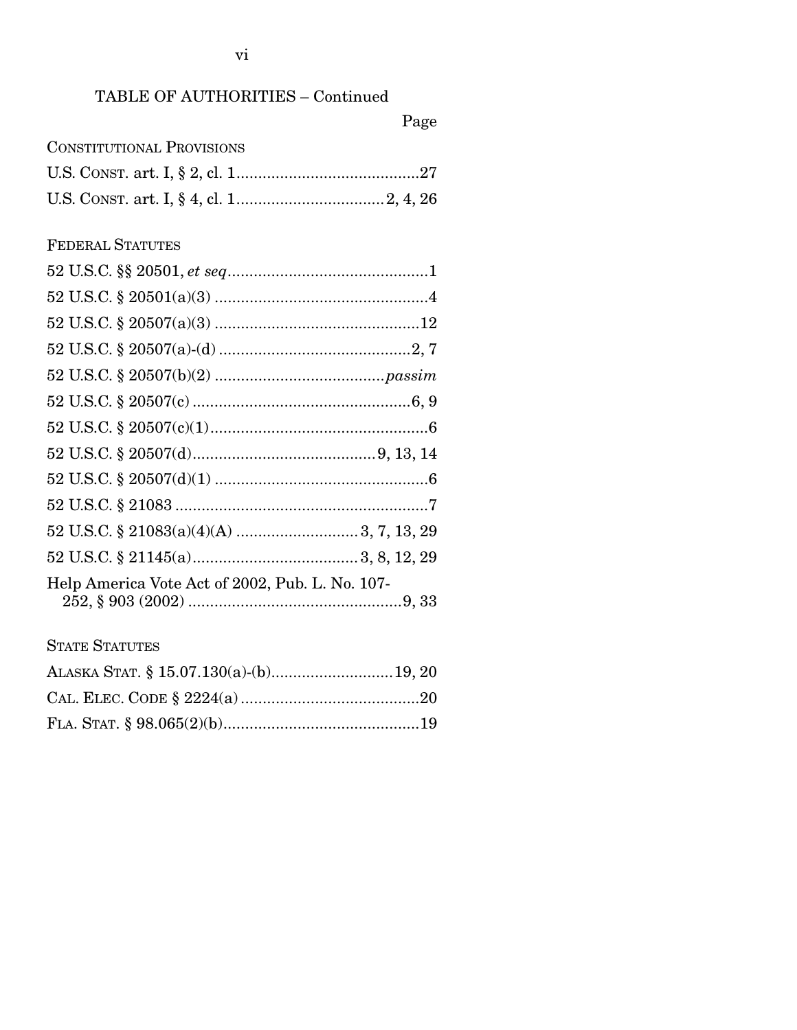## TABLE OF AUTHORITIES – Continued

Page

CONSTITUTIONAL PROVISIONS

U.S. CONST. art. I, § 2, cl. 1..........................................27

U.S. CONST. art. I, § 4, cl. 1.................................2, 4, 26

FEDERAL STATUTES

52 U.S.C. §§ 20501, *et seq*.............................................1

52 U.S.C. § 20501(a)(3) .................................................4

52 U.S.C. § 20507(a)(3) ...............................................12

52 U.S.C. § 20507(a)-(d) ............................................2, 7

52 U.S.C. § 20507(b)(2) ......................................*passim*

52 U.S.C. § 20507(c) ..................................................6, 9

52 U.S.C. § 20507(c)(1)..................................................6

52 U.S.C. § 20507(d)..........................................9, 13, 14

52 U.S.C. § 20507(d)(1) .................................................6

52 U.S.C. § 21083 ..........................................................7

52 U.S.C. § 21083(a)(4)(A) ............................3, 7, 13, 29

52 U.S.C. § 21145(a)......................................3, 8, 12, 29

Help America Vote Act of 2002, Pub. L. No. 107-252, § 903 (2002) .................................................9, 33

STATE STATUTES

ALASKA STAT. § 15.07.130(a)-(b)............................19, 20

CAL. ELEC. CODE § 2224(a).........................................20

FLA. STAT. § 98.065(2)(b).............................................19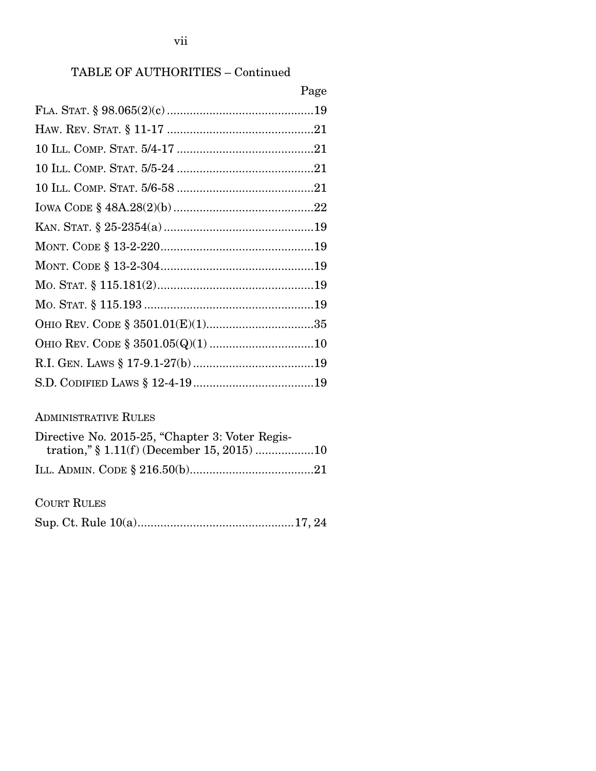TABLE OF AUTHORITIES – Continued

| | Page |
|---|---|
| Fla. Stat. § 98.065(2)(c) | 19 |
| Haw. Rev. Stat. § 11-17 | 21 |
| 10 Ill. Comp. Stat. 5/4-17 | 21 |
| 10 Ill. Comp. Stat. 5/5-24 | 21 |
| 10 Ill. Comp. Stat. 5/6-58 | 21 |
| Iowa Code § 48A.28(2)(b) | 22 |
| Kan. Stat. § 25-2354(a) | 19 |
| Mont. Code § 13-2-220 | 19 |
| Mont. Code § 13-2-304 | 19 |
| Mo. Stat. § 115.181(2) | 19 |
| Mo. Stat. § 115.193 | 19 |
| Ohio Rev. Code § 3501.01(E)(1) | 35 |
| Ohio Rev. Code § 3501.05(Q)(1) | 10 |
| R.I. Gen. Laws § 17-9.1-27(b) | 19 |
| S.D. Codified Laws § 12-4-19 | 19 |

Administrative Rules

| | |
|---|---|
| Directive No. 2015-25, "Chapter 3: Voter Registration," § 1.11(f) (December 15, 2015) | 10 |
| Ill. Admin. Code § 216.50(b) | 21 |

Court Rules

| | |
|---|---|
| Sup. Ct. Rule 10(a) | 17, 24 |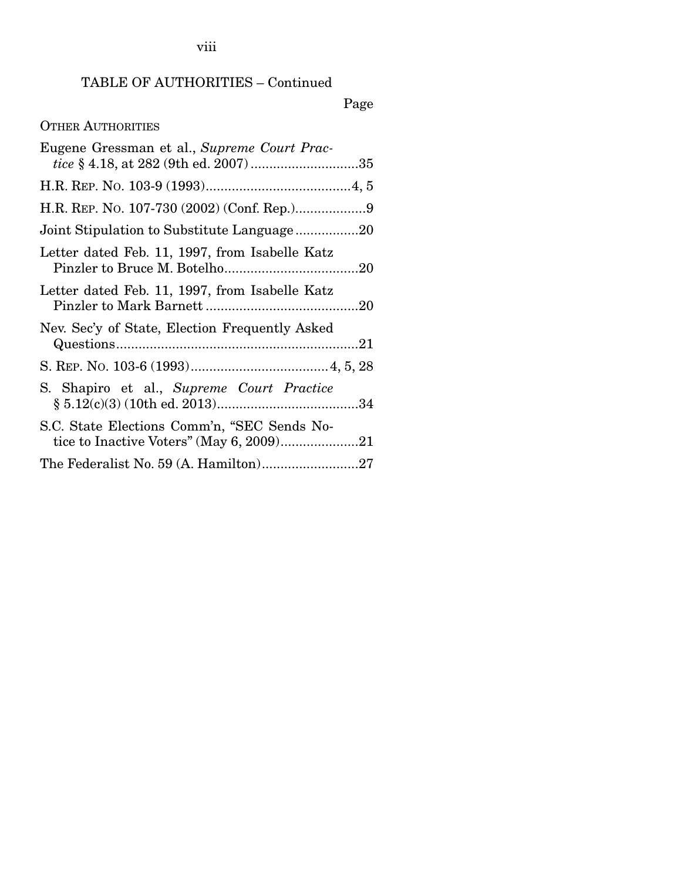TABLE OF AUTHORITIES – Continued

Page

OTHER AUTHORITIES

Eugene Gressman et al., *Supreme Court Practice* § 4.18, at 282 (9th ed. 2007) ....................35

H.R. REP. NO. 103-9 (1993)....................4, 5

H.R. REP. NO. 107-730 (2002) (Conf. Rep.)....................9

Joint Stipulation to Substitute Language....................20

Letter dated Feb. 11, 1997, from Isabelle Katz Pinzler to Bruce M. Botelho....................20

Letter dated Feb. 11, 1997, from Isabelle Katz Pinzler to Mark Barnett....................20

Nev. Sec'y of State, Election Frequently Asked Questions....................21

S. REP. NO. 103-6 (1993)....................4, 5, 28

S. Shapiro et al., *Supreme Court Practice* § 5.12(c)(3) (10th ed. 2013)....................34

S.C. State Elections Comm'n, "SEC Sends Notice to Inactive Voters" (May 6, 2009)....................21

The Federalist No. 59 (A. Hamilton)....................27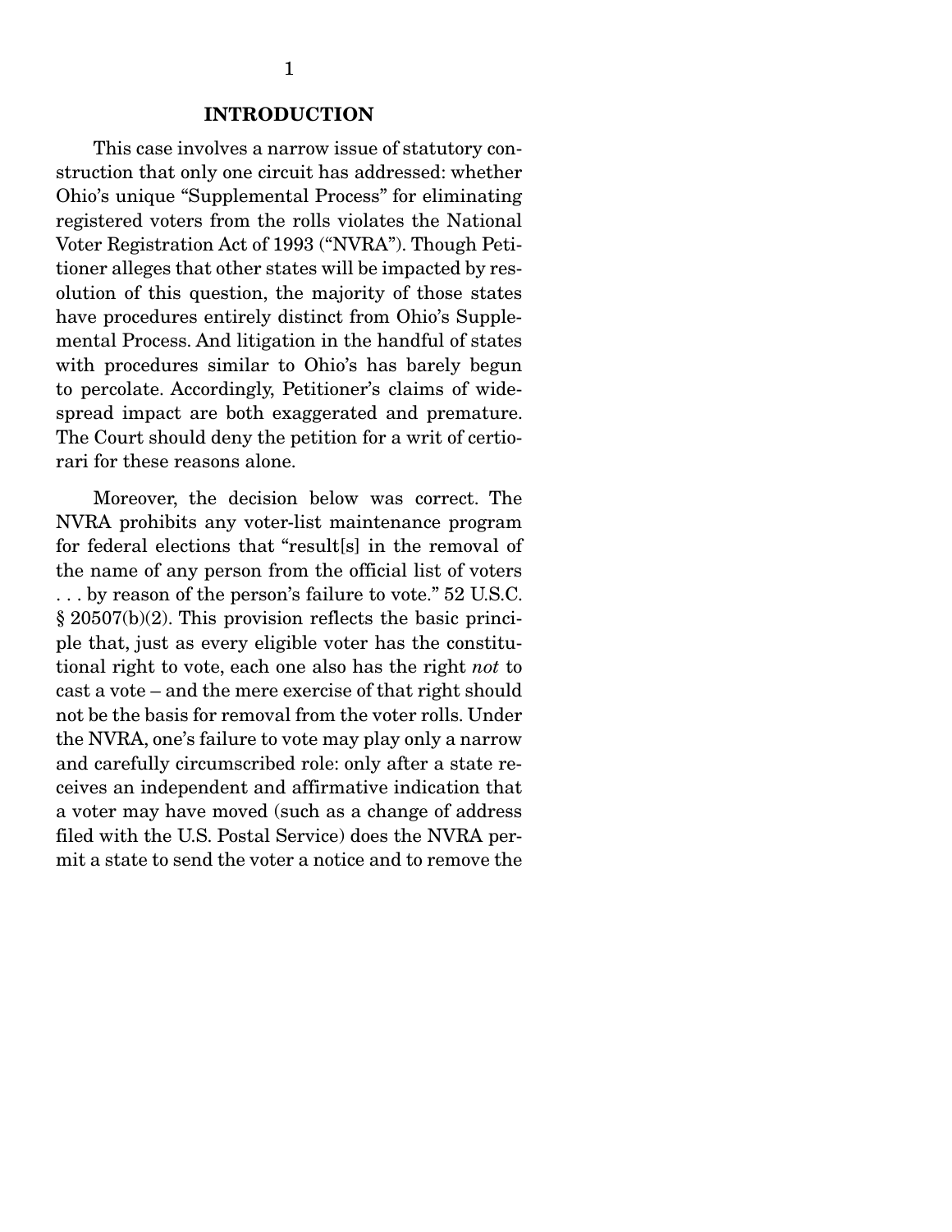# INTRODUCTION

This case involves a narrow issue of statutory construction that only one circuit has addressed: whether Ohio's unique "Supplemental Process" for eliminating registered voters from the rolls violates the National Voter Registration Act of 1993 ("NVRA"). Though Petitioner alleges that other states will be impacted by resolution of this question, the majority of those states have procedures entirely distinct from Ohio's Supplemental Process. And litigation in the handful of states with procedures similar to Ohio's has barely begun to percolate. Accordingly, Petitioner's claims of widespread impact are both exaggerated and premature. The Court should deny the petition for a writ of certiorari for these reasons alone.

Moreover, the decision below was correct. The NVRA prohibits any voter-list maintenance program for federal elections that "result[s] in the removal of the name of any person from the official list of voters . . . by reason of the person's failure to vote." 52 U.S.C. § 20507(b)(2). This provision reflects the basic principle that, just as every eligible voter has the constitutional right to vote, each one also has the right *not* to cast a vote – and the mere exercise of that right should not be the basis for removal from the voter rolls. Under the NVRA, one's failure to vote may play only a narrow and carefully circumscribed role: only after a state receives an independent and affirmative indication that a voter may have moved (such as a change of address filed with the U.S. Postal Service) does the NVRA permit a state to send the voter a notice and to remove the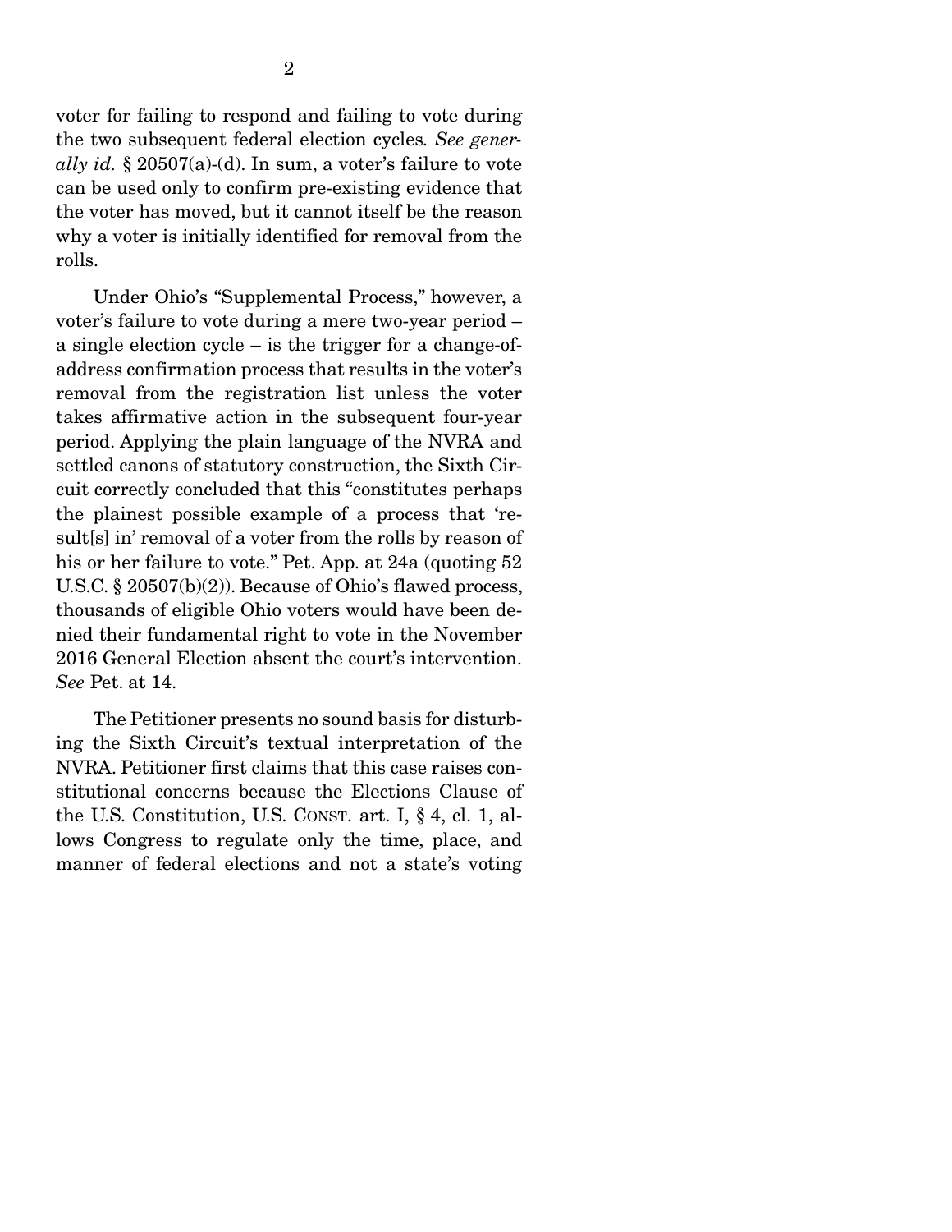voter for failing to respond and failing to vote during the two subsequent federal election cycles. *See generally id.* § 20507(a)-(d). In sum, a voter's failure to vote can be used only to confirm pre-existing evidence that the voter has moved, but it cannot itself be the reason why a voter is initially identified for removal from the rolls.

Under Ohio's "Supplemental Process," however, a voter's failure to vote during a mere two-year period – a single election cycle – is the trigger for a change-of-address confirmation process that results in the voter's removal from the registration list unless the voter takes affirmative action in the subsequent four-year period. Applying the plain language of the NVRA and settled canons of statutory construction, the Sixth Circuit correctly concluded that this "constitutes perhaps the plainest possible example of a process that 'result[s] in' removal of a voter from the rolls by reason of his or her failure to vote." Pet. App. at 24a (quoting 52 U.S.C. § 20507(b)(2)). Because of Ohio's flawed process, thousands of eligible Ohio voters would have been denied their fundamental right to vote in the November 2016 General Election absent the court's intervention. *See* Pet. at 14.

The Petitioner presents no sound basis for disturbing the Sixth Circuit's textual interpretation of the NVRA. Petitioner first claims that this case raises constitutional concerns because the Elections Clause of the U.S. Constitution, U.S. CONST. art. I, § 4, cl. 1, allows Congress to regulate only the time, place, and manner of federal elections and not a state's voting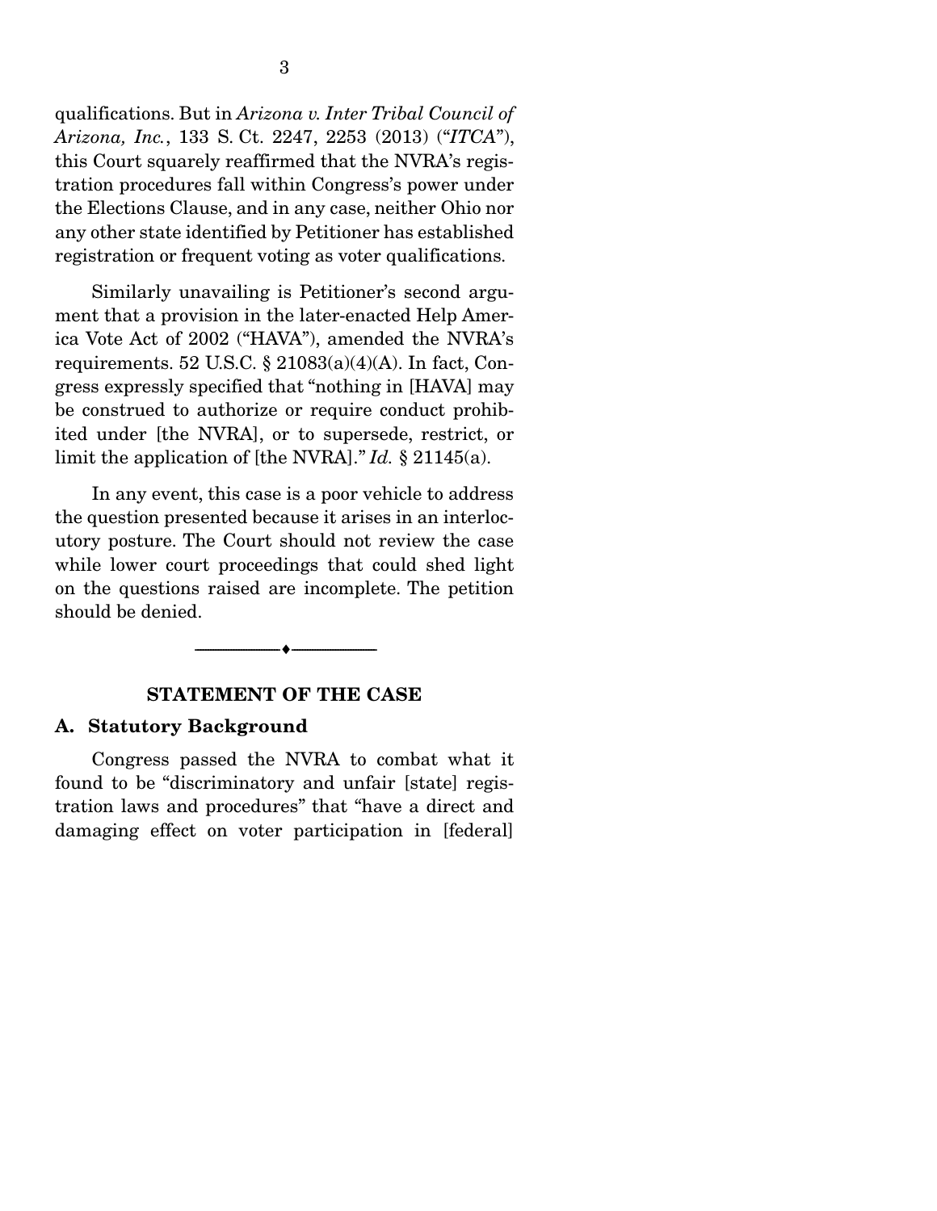qualifications. But in *Arizona v. Inter Tribal Council of Arizona, Inc.*, 133 S. Ct. 2247, 2253 (2013) ("*ITCA*"), this Court squarely reaffirmed that the NVRA's registration procedures fall within Congress's power under the Elections Clause, and in any case, neither Ohio nor any other state identified by Petitioner has established registration or frequent voting as voter qualifications.

Similarly unavailing is Petitioner's second argument that a provision in the later-enacted Help America Vote Act of 2002 ("HAVA"), amended the NVRA's requirements. 52 U.S.C. § 21083(a)(4)(A). In fact, Congress expressly specified that "nothing in [HAVA] may be construed to authorize or require conduct prohibited under [the NVRA], or to supersede, restrict, or limit the application of [the NVRA]." *Id.* § 21145(a).

In any event, this case is a poor vehicle to address the question presented because it arises in an interlocutory posture. The Court should not review the case while lower court proceedings that could shed light on the questions raised are incomplete. The petition should be denied.

---

## STATEMENT OF THE CASE

### A. Statutory Background

Congress passed the NVRA to combat what it found to be "discriminatory and unfair [state] registration laws and procedures" that "have a direct and damaging effect on voter participation in [federal]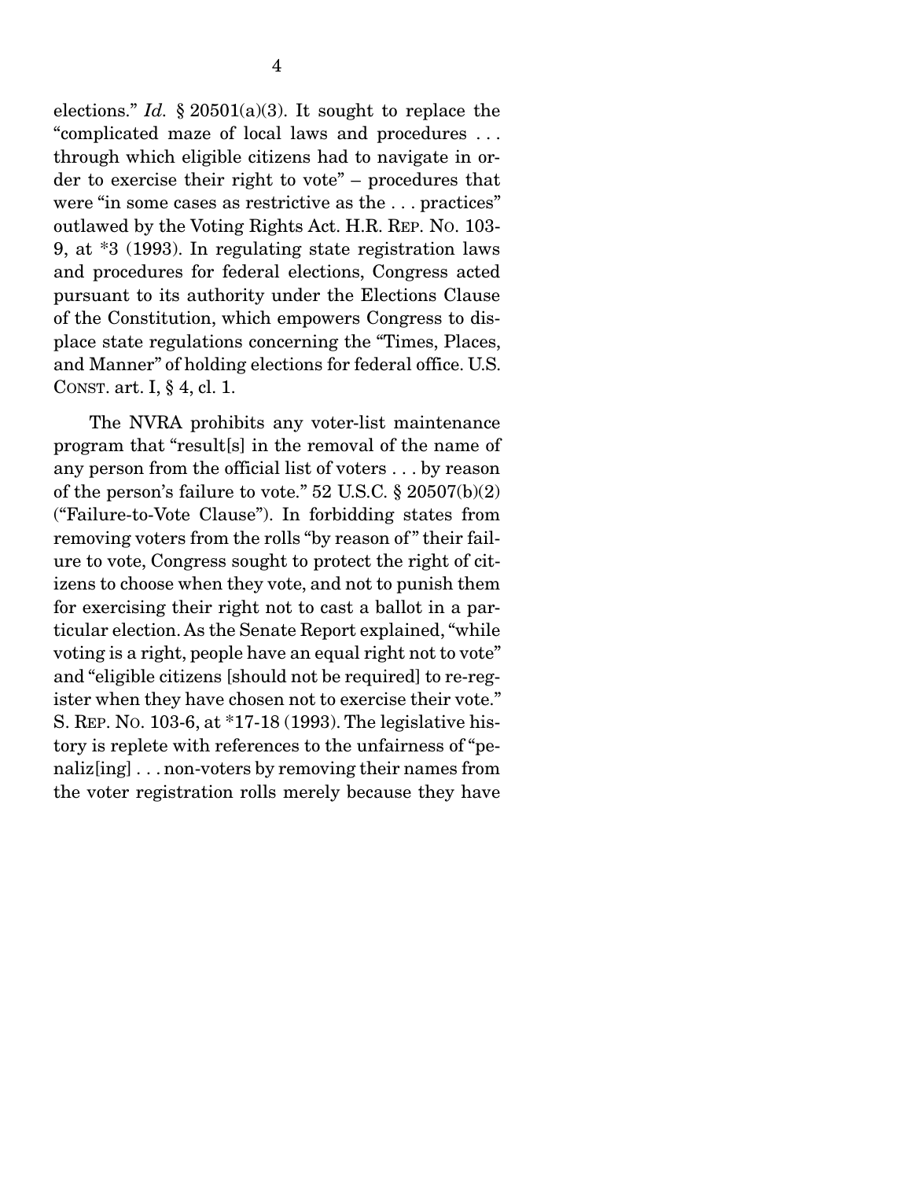elections." *Id.* § 20501(a)(3). It sought to replace the "complicated maze of local laws and procedures . . . through which eligible citizens had to navigate in order to exercise their right to vote" – procedures that were "in some cases as restrictive as the . . . practices" outlawed by the Voting Rights Act. H.R. REP. NO. 103-9, at *3 (1993). In regulating state registration laws and procedures for federal elections, Congress acted pursuant to its authority under the Elections Clause of the Constitution, which empowers Congress to displace state regulations concerning the "Times, Places, and Manner" of holding elections for federal office. U.S. CONST. art. I, § 4, cl. 1.

The NVRA prohibits any voter-list maintenance program that "result[s] in the removal of the name of any person from the official list of voters . . . by reason of the person's failure to vote." 52 U.S.C. § 20507(b)(2) ("Failure-to-Vote Clause"). In forbidding states from removing voters from the rolls "by reason of" their failure to vote, Congress sought to protect the right of citizens to choose when they vote, and not to punish them for exercising their right not to cast a ballot in a particular election. As the Senate Report explained, "while voting is a right, people have an equal right not to vote" and "eligible citizens [should not be required] to re-register when they have chosen not to exercise their vote." S. REP. NO. 103-6, at *17-18 (1993). The legislative history is replete with references to the unfairness of "penaliz[ing] . . . non-voters by removing their names from the voter registration rolls merely because they have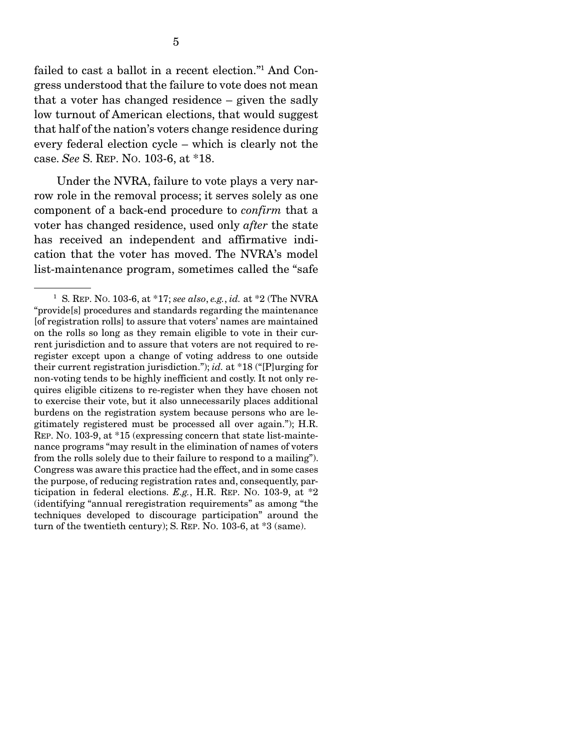failed to cast a ballot in a recent election."[1] And Congress understood that the failure to vote does not mean that a voter has changed residence – given the sadly low turnout of American elections, that would suggest that half of the nation's voters change residence during every federal election cycle – which is clearly not the case. *See* S. REP. NO. 103-6, at *18.

Under the NVRA, failure to vote plays a very narrow role in the removal process; it serves solely as one component of a back-end procedure to *confirm* that a voter has changed residence, used only *after* the state has received an independent and affirmative indication that the voter has moved. The NVRA's model list-maintenance program, sometimes called the "safe

---

[1] S. REP. NO. 103-6, at *17; *see also*, *e.g.*, *id.* at *2 (The NVRA "provide[s] procedures and standards regarding the maintenance [of registration rolls] to assure that voters' names are maintained on the rolls so long as they remain eligible to vote in their current jurisdiction and to assure that voters are not required to re-register except upon a change of voting address to one outside their current registration jurisdiction."); *id.* at *18 ("[P]urging for non-voting tends to be highly inefficient and costly. It not only requires eligible citizens to re-register when they have chosen not to exercise their vote, but it also unnecessarily places additional burdens on the registration system because persons who are legitimately registered must be processed all over again."); H.R. REP. NO. 103-9, at *15 (expressing concern that state list-maintenance programs "may result in the elimination of names of voters from the rolls solely due to their failure to respond to a mailing"). Congress was aware this practice had the effect, and in some cases the purpose, of reducing registration rates and, consequently, participation in federal elections. *E.g.*, H.R. REP. NO. 103-9, at *2 (identifying "annual reregistration requirements" as among "the techniques developed to discourage participation" around the turn of the twentieth century); S. REP. NO. 103-6, at *3 (same).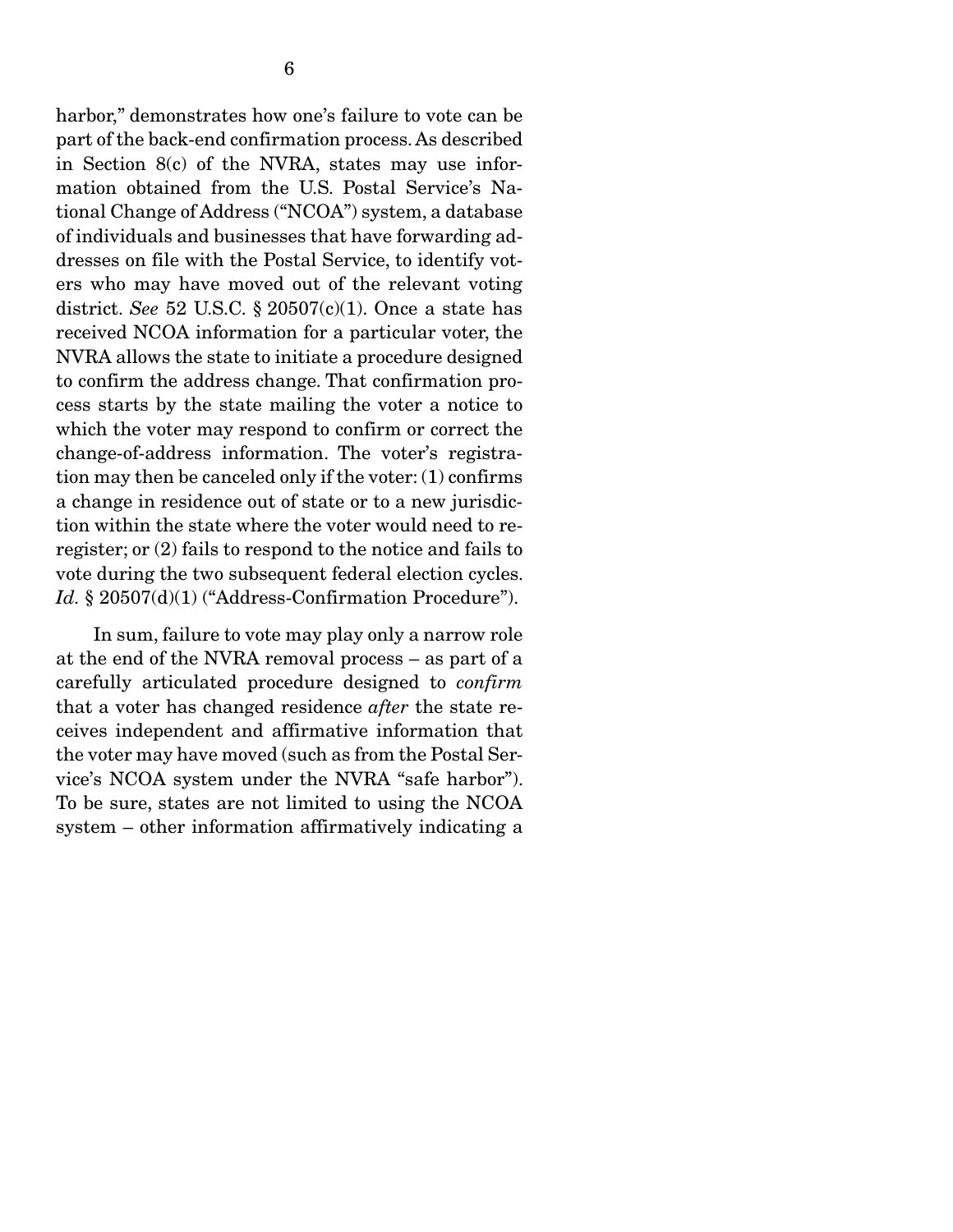harbor," demonstrates how one's failure to vote can be part of the back-end confirmation process. As described in Section 8(c) of the NVRA, states may use information obtained from the U.S. Postal Service's National Change of Address ("NCOA") system, a database of individuals and businesses that have forwarding addresses on file with the Postal Service, to identify voters who may have moved out of the relevant voting district. *See* 52 U.S.C. § 20507(c)(1). Once a state has received NCOA information for a particular voter, the NVRA allows the state to initiate a procedure designed to confirm the address change. That confirmation process starts by the state mailing the voter a notice to which the voter may respond to confirm or correct the change-of-address information. The voter's registration may then be canceled only if the voter: (1) confirms a change in residence out of state or to a new jurisdiction within the state where the voter would need to re-register; or (2) fails to respond to the notice and fails to vote during the two subsequent federal election cycles. *Id.* § 20507(d)(1) ("Address-Confirmation Procedure").

In sum, failure to vote may play only a narrow role at the end of the NVRA removal process – as part of a carefully articulated procedure designed to *confirm* that a voter has changed residence *after* the state receives independent and affirmative information that the voter may have moved (such as from the Postal Service's NCOA system under the NVRA "safe harbor"). To be sure, states are not limited to using the NCOA system – other information affirmatively indicating a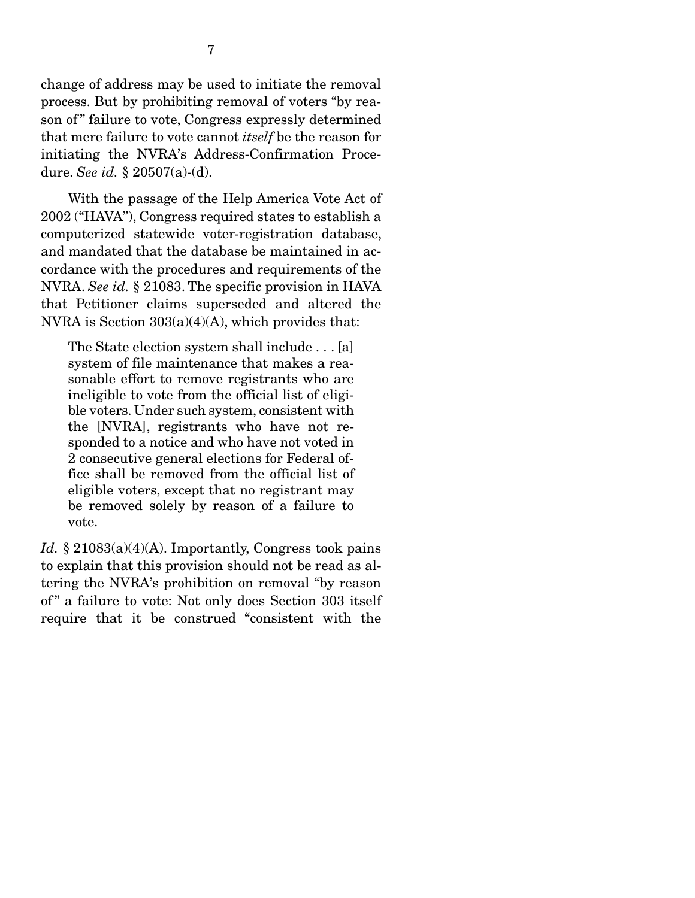change of address may be used to initiate the removal process. But by prohibiting removal of voters "by reason of" failure to vote, Congress expressly determined that mere failure to vote cannot *itself* be the reason for initiating the NVRA's Address-Confirmation Procedure. *See id.* § 20507(a)-(d).

With the passage of the Help America Vote Act of 2002 ("HAVA"), Congress required states to establish a computerized statewide voter-registration database, and mandated that the database be maintained in accordance with the procedures and requirements of the NVRA. *See id.* § 21083. The specific provision in HAVA that Petitioner claims superseded and altered the NVRA is Section 303(a)(4)(A), which provides that:

> The State election system shall include . . . [a] system of file maintenance that makes a reasonable effort to remove registrants who are ineligible to vote from the official list of eligible voters. Under such system, consistent with the [NVRA], registrants who have not responded to a notice and who have not voted in 2 consecutive general elections for Federal office shall be removed from the official list of eligible voters, except that no registrant may be removed solely by reason of a failure to vote.

*Id.* § 21083(a)(4)(A). Importantly, Congress took pains to explain that this provision should not be read as altering the NVRA's prohibition on removal "by reason of" a failure to vote: Not only does Section 303 itself require that it be construed "consistent with the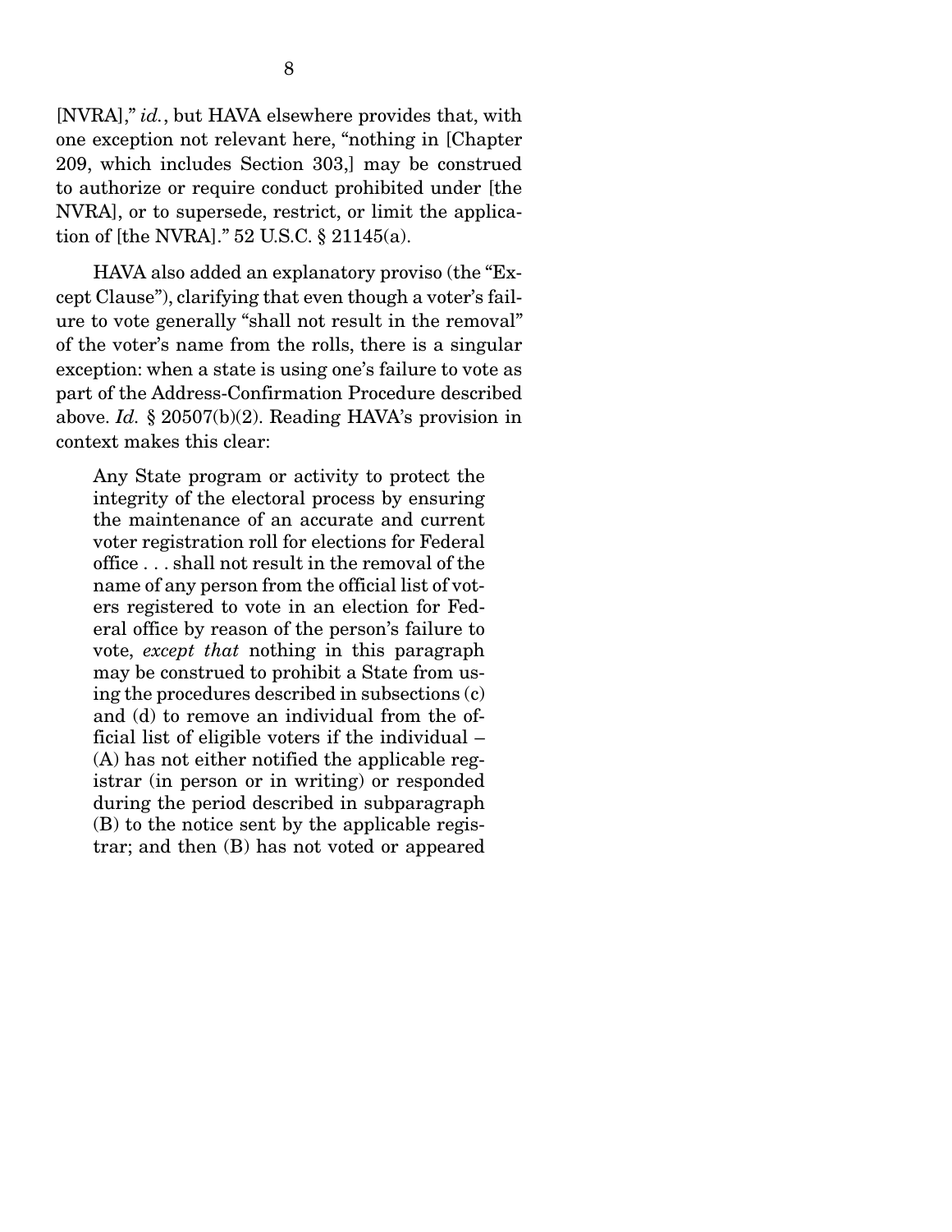[NVRA]," *id.*, but HAVA elsewhere provides that, with one exception not relevant here, "nothing in [Chapter 209, which includes Section 303,] may be construed to authorize or require conduct prohibited under [the NVRA], or to supersede, restrict, or limit the application of [the NVRA]." 52 U.S.C. § 21145(a).

HAVA also added an explanatory proviso (the "Except Clause"), clarifying that even though a voter's failure to vote generally "shall not result in the removal" of the voter's name from the rolls, there is a singular exception: when a state is using one's failure to vote as part of the Address-Confirmation Procedure described above. *Id.* § 20507(b)(2). Reading HAVA's provision in context makes this clear:

> Any State program or activity to protect the integrity of the electoral process by ensuring the maintenance of an accurate and current voter registration roll for elections for Federal office . . . shall not result in the removal of the name of any person from the official list of voters registered to vote in an election for Federal office by reason of the person's failure to vote, *except that* nothing in this paragraph may be construed to prohibit a State from using the procedures described in subsections (c) and (d) to remove an individual from the official list of eligible voters if the individual – (A) has not either notified the applicable registrar (in person or in writing) or responded during the period described in subparagraph (B) to the notice sent by the applicable registrar; and then (B) has not voted or appeared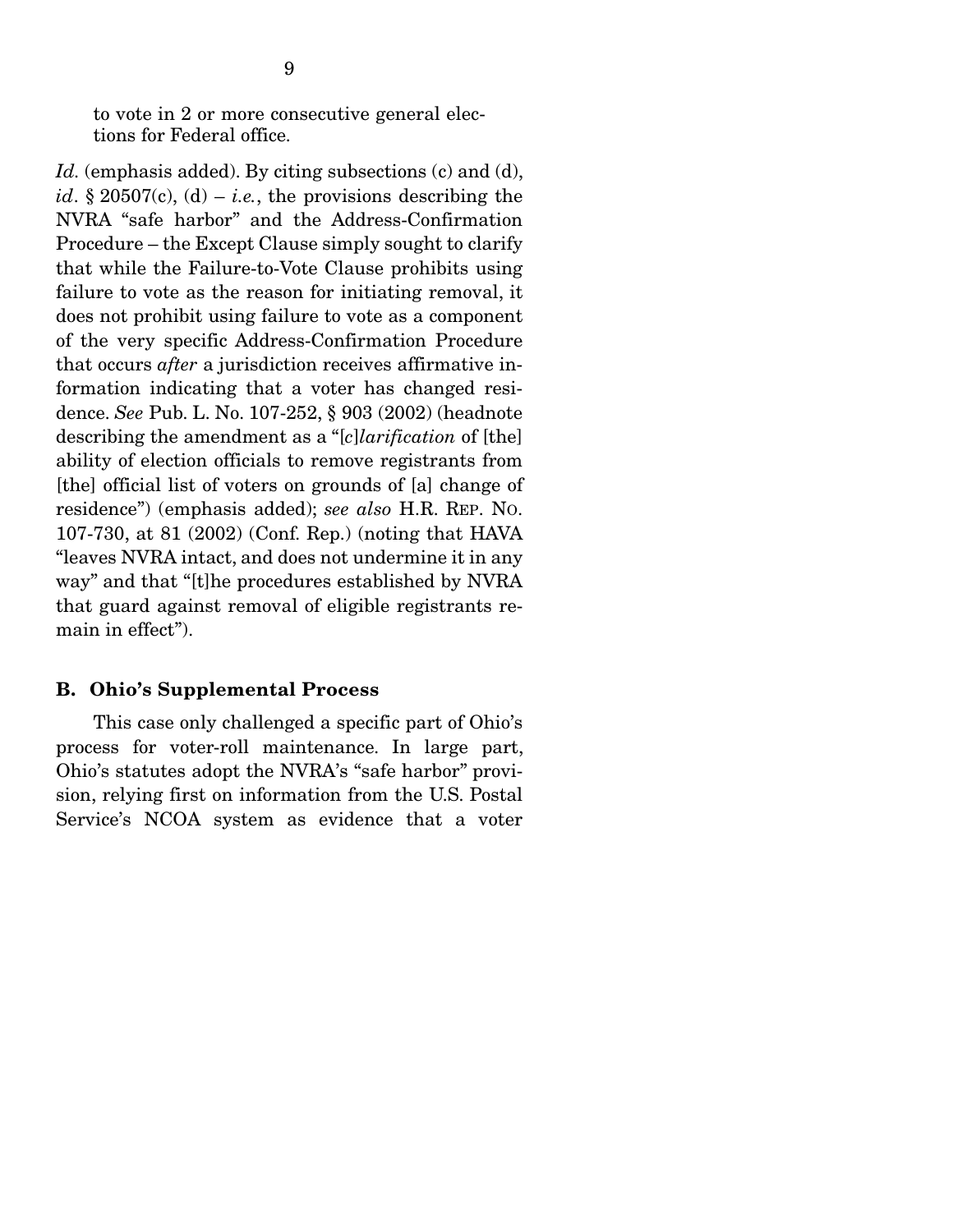to vote in 2 or more consecutive general elections for Federal office.

*Id.* (emphasis added). By citing subsections (c) and (d), *id*. § 20507(c), (d) – *i.e.*, the provisions describing the NVRA "safe harbor" and the Address-Confirmation Procedure – the Except Clause simply sought to clarify that while the Failure-to-Vote Clause prohibits using failure to vote as the reason for initiating removal, it does not prohibit using failure to vote as a component of the very specific Address-Confirmation Procedure that occurs *after* a jurisdiction receives affirmative information indicating that a voter has changed residence. *See* Pub. L. No. 107-252, § 903 (2002) (headnote describing the amendment as a "[*c*]*larification* of [the] ability of election officials to remove registrants from [the] official list of voters on grounds of [a] change of residence") (emphasis added); *see also* H.R. REP. NO. 107-730, at 81 (2002) (Conf. Rep.) (noting that HAVA "leaves NVRA intact, and does not undermine it in any way" and that "[t]he procedures established by NVRA that guard against removal of eligible registrants remain in effect").

### B. Ohio's Supplemental Process

This case only challenged a specific part of Ohio's process for voter-roll maintenance. In large part, Ohio's statutes adopt the NVRA's "safe harbor" provision, relying first on information from the U.S. Postal Service's NCOA system as evidence that a voter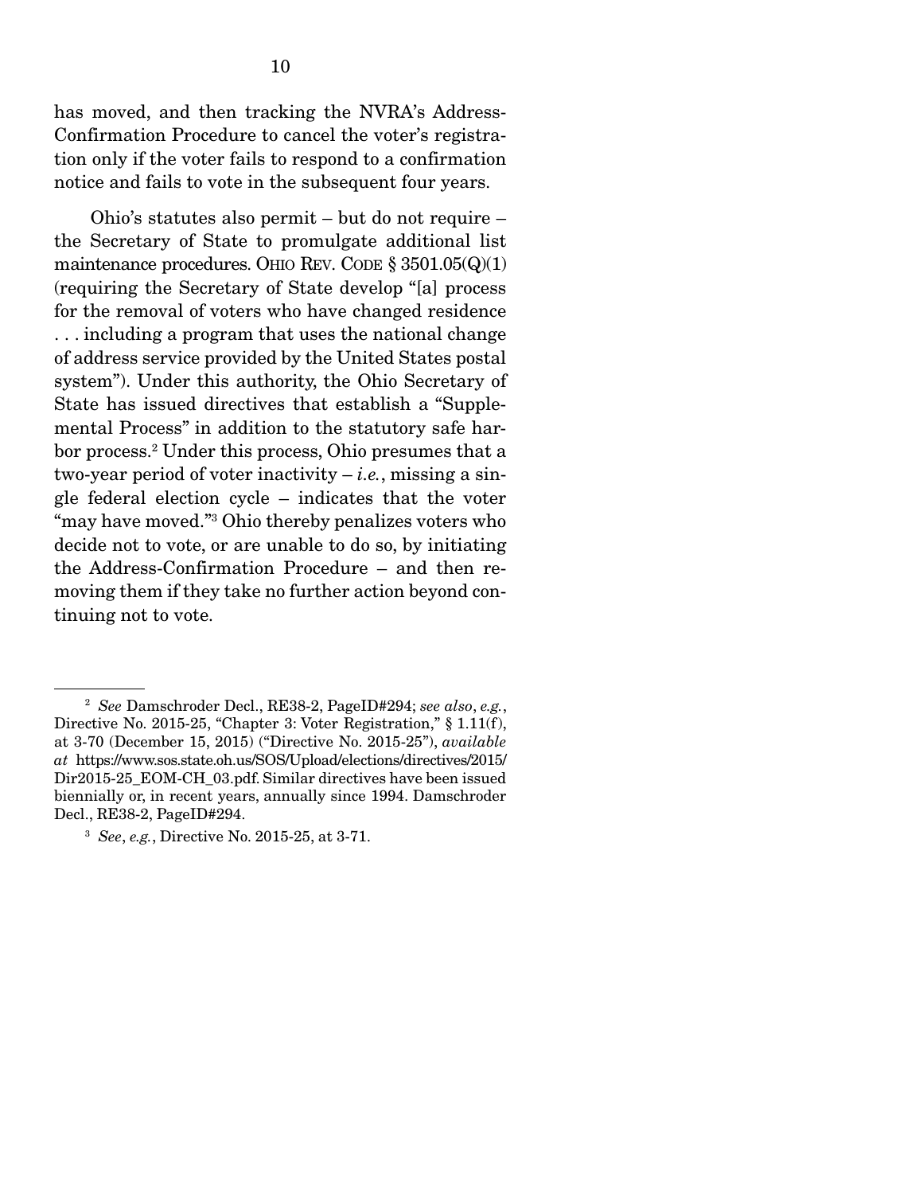has moved, and then tracking the NVRA's Address-Confirmation Procedure to cancel the voter's registration only if the voter fails to respond to a confirmation notice and fails to vote in the subsequent four years.

Ohio's statutes also permit – but do not require – the Secretary of State to promulgate additional list maintenance procedures. OHIO REV. CODE § 3501.05(Q)(1) (requiring the Secretary of State develop "[a] process for the removal of voters who have changed residence . . . including a program that uses the national change of address service provided by the United States postal system"). Under this authority, the Ohio Secretary of State has issued directives that establish a "Supplemental Process" in addition to the statutory safe harbor process.[2] Under this process, Ohio presumes that a two-year period of voter inactivity – *i.e.*, missing a single federal election cycle – indicates that the voter "may have moved."[3] Ohio thereby penalizes voters who decide not to vote, or are unable to do so, by initiating the Address-Confirmation Procedure – and then removing them if they take no further action beyond continuing not to vote.

---

[2] *See* Damschroder Decl., RE38-2, PageID#294; *see also*, *e.g.*, Directive No. 2015-25, "Chapter 3: Voter Registration," § 1.11(f), at 3-70 (December 15, 2015) ("Directive No. 2015-25"), *available at* https://www.sos.state.oh.us/SOS/Upload/elections/directives/2015/Dir2015-25_EOM-CH_03.pdf. Similar directives have been issued biennially or, in recent years, annually since 1994. Damschroder Decl., RE38-2, PageID#294.

[3] *See*, *e.g.*, Directive No. 2015-25, at 3-71.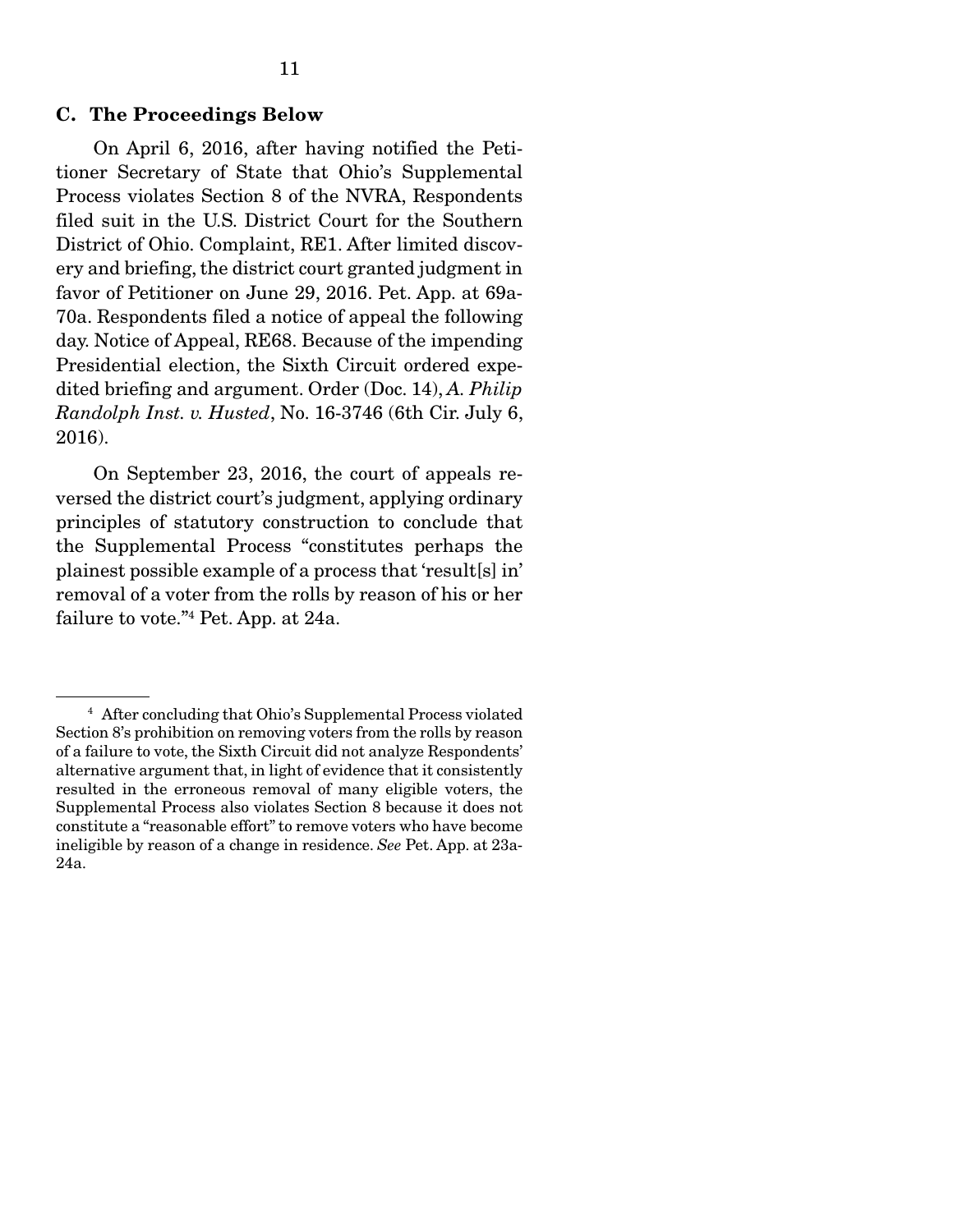### C. The Proceedings Below

On April 6, 2016, after having notified the Petitioner Secretary of State that Ohio's Supplemental Process violates Section 8 of the NVRA, Respondents filed suit in the U.S. District Court for the Southern District of Ohio. Complaint, RE1. After limited discovery and briefing, the district court granted judgment in favor of Petitioner on June 29, 2016. Pet. App. at 69a-70a. Respondents filed a notice of appeal the following day. Notice of Appeal, RE68. Because of the impending Presidential election, the Sixth Circuit ordered expedited briefing and argument. Order (Doc. 14), *A. Philip Randolph Inst. v. Husted*, No. 16-3746 (6th Cir. July 6, 2016).

On September 23, 2016, the court of appeals reversed the district court's judgment, applying ordinary principles of statutory construction to conclude that the Supplemental Process "constitutes perhaps the plainest possible example of a process that 'result[s] in' removal of a voter from the rolls by reason of his or her failure to vote."[4] Pet. App. at 24a.

---

[4] After concluding that Ohio's Supplemental Process violated Section 8's prohibition on removing voters from the rolls by reason of a failure to vote, the Sixth Circuit did not analyze Respondents' alternative argument that, in light of evidence that it consistently resulted in the erroneous removal of many eligible voters, the Supplemental Process also violates Section 8 because it does not constitute a "reasonable effort" to remove voters who have become ineligible by reason of a change in residence. *See* Pet. App. at 23a-24a.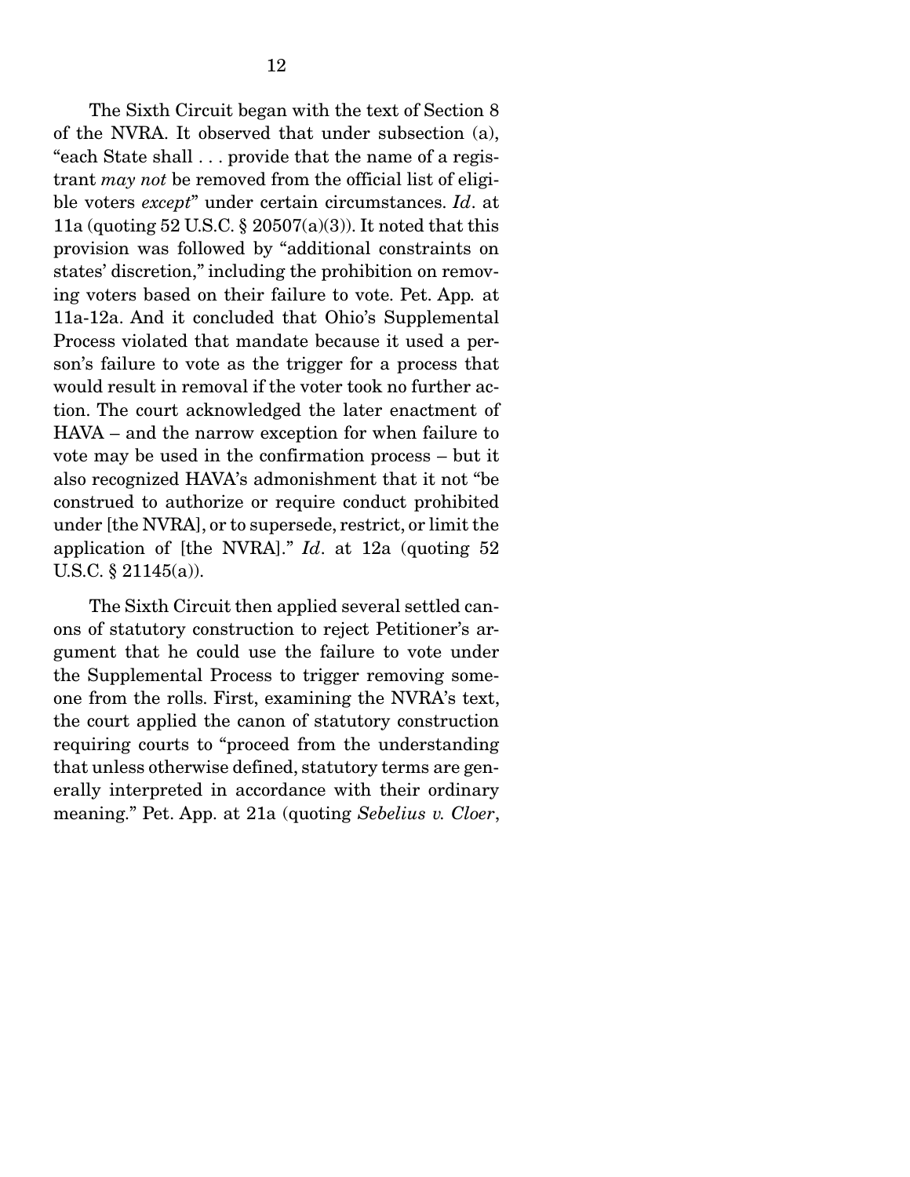The Sixth Circuit began with the text of Section 8 of the NVRA. It observed that under subsection (a), "each State shall . . . provide that the name of a registrant *may not* be removed from the official list of eligible voters *except*" under certain circumstances. *Id*. at 11a (quoting 52 U.S.C. § 20507(a)(3)). It noted that this provision was followed by "additional constraints on states' discretion," including the prohibition on removing voters based on their failure to vote. Pet. App. at 11a-12a. And it concluded that Ohio's Supplemental Process violated that mandate because it used a person's failure to vote as the trigger for a process that would result in removal if the voter took no further action. The court acknowledged the later enactment of HAVA – and the narrow exception for when failure to vote may be used in the confirmation process – but it also recognized HAVA's admonishment that it not "be construed to authorize or require conduct prohibited under [the NVRA], or to supersede, restrict, or limit the application of [the NVRA]." *Id*. at 12a (quoting 52 U.S.C. § 21145(a)).

The Sixth Circuit then applied several settled canons of statutory construction to reject Petitioner's argument that he could use the failure to vote under the Supplemental Process to trigger removing someone from the rolls. First, examining the NVRA's text, the court applied the canon of statutory construction requiring courts to "proceed from the understanding that unless otherwise defined, statutory terms are generally interpreted in accordance with their ordinary meaning." Pet. App. at 21a (quoting *Sebelius v. Cloer*,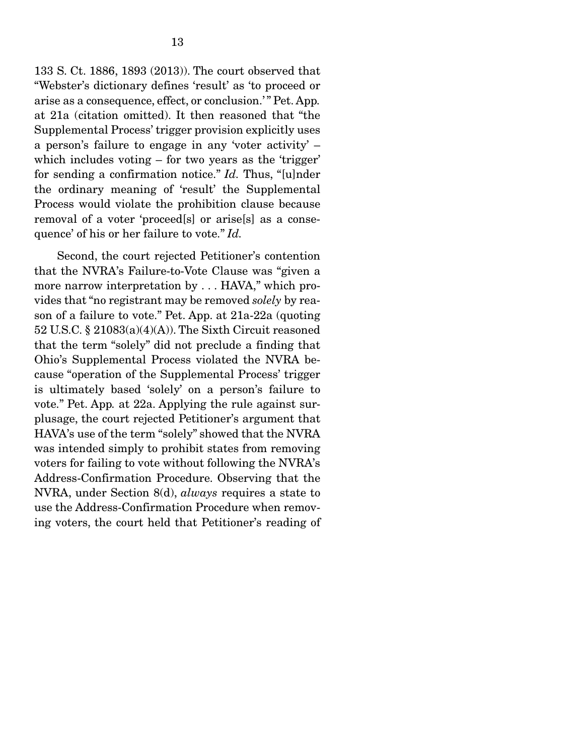133 S. Ct. 1886, 1893 (2013)). The court observed that "Webster's dictionary defines 'result' as 'to proceed or arise as a consequence, effect, or conclusion.'" Pet. App. at 21a (citation omitted). It then reasoned that "the Supplemental Process' trigger provision explicitly uses a person's failure to engage in any 'voter activity' – which includes voting – for two years as the 'trigger' for sending a confirmation notice." *Id.* Thus, "[u]nder the ordinary meaning of 'result' the Supplemental Process would violate the prohibition clause because removal of a voter 'proceed[s] or arise[s] as a consequence' of his or her failure to vote." *Id.*

Second, the court rejected Petitioner's contention that the NVRA's Failure-to-Vote Clause was "given a more narrow interpretation by . . . HAVA," which provides that "no registrant may be removed *solely* by reason of a failure to vote." Pet. App. at 21a-22a (quoting 52 U.S.C. § 21083(a)(4)(A)). The Sixth Circuit reasoned that the term "solely" did not preclude a finding that Ohio's Supplemental Process violated the NVRA because "operation of the Supplemental Process' trigger is ultimately based 'solely' on a person's failure to vote." Pet. App. at 22a. Applying the rule against surplusage, the court rejected Petitioner's argument that HAVA's use of the term "solely" showed that the NVRA was intended simply to prohibit states from removing voters for failing to vote without following the NVRA's Address-Confirmation Procedure. Observing that the NVRA, under Section 8(d), *always* requires a state to use the Address-Confirmation Procedure when removing voters, the court held that Petitioner's reading of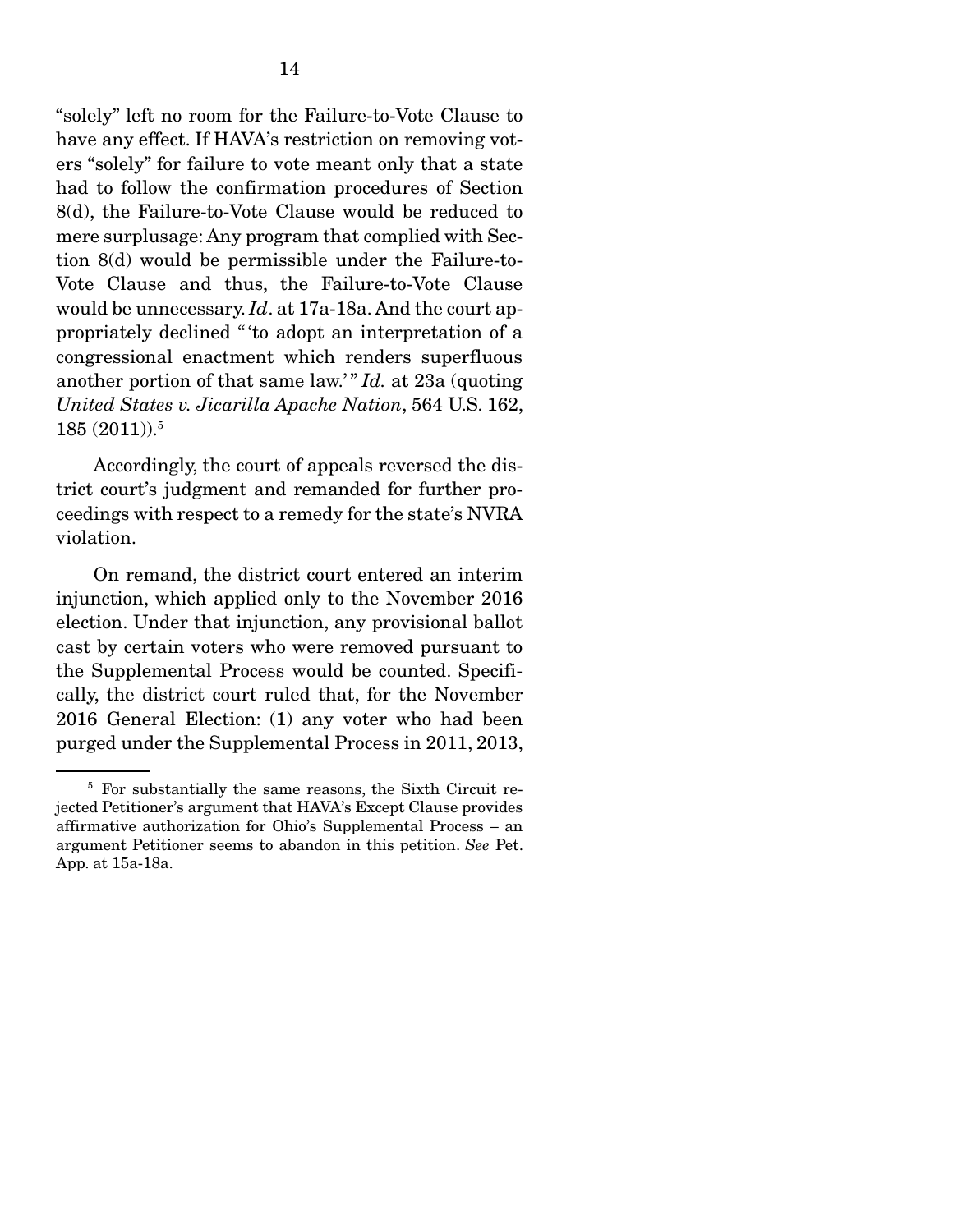"solely" left no room for the Failure-to-Vote Clause to have any effect. If HAVA's restriction on removing voters "solely" for failure to vote meant only that a state had to follow the confirmation procedures of Section 8(d), the Failure-to-Vote Clause would be reduced to mere surplusage: Any program that complied with Section 8(d) would be permissible under the Failure-to-Vote Clause and thus, the Failure-to-Vote Clause would be unnecessary. *Id*. at 17a-18a. And the court appropriately declined "'to adopt an interpretation of a congressional enactment which renders superfluous another portion of that same law.'" *Id.* at 23a (quoting *United States v. Jicarilla Apache Nation*, 564 U.S. 162, 185 (2011)).[5]

Accordingly, the court of appeals reversed the district court's judgment and remanded for further proceedings with respect to a remedy for the state's NVRA violation.

On remand, the district court entered an interim injunction, which applied only to the November 2016 election. Under that injunction, any provisional ballot cast by certain voters who were removed pursuant to the Supplemental Process would be counted. Specifically, the district court ruled that, for the November 2016 General Election: (1) any voter who had been purged under the Supplemental Process in 2011, 2013,

[5] For substantially the same reasons, the Sixth Circuit rejected Petitioner's argument that HAVA's Except Clause provides affirmative authorization for Ohio's Supplemental Process – an argument Petitioner seems to abandon in this petition. *See* Pet. App. at 15a-18a.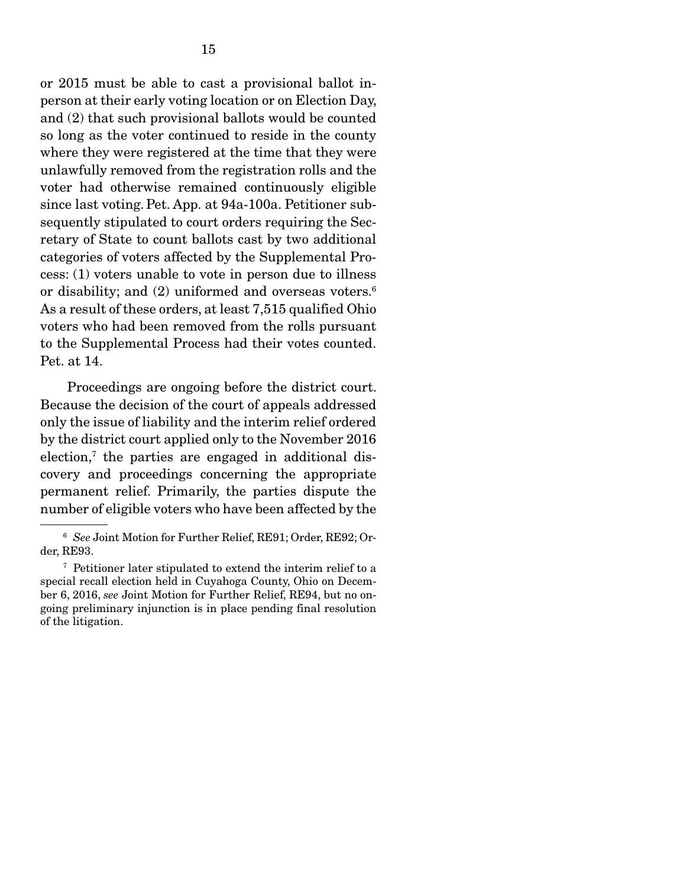or 2015 must be able to cast a provisional ballot in-person at their early voting location or on Election Day, and (2) that such provisional ballots would be counted so long as the voter continued to reside in the county where they were registered at the time that they were unlawfully removed from the registration rolls and the voter had otherwise remained continuously eligible since last voting. Pet. App. at 94a-100a. Petitioner subsequently stipulated to court orders requiring the Secretary of State to count ballots cast by two additional categories of voters affected by the Supplemental Process: (1) voters unable to vote in person due to illness or disability; and (2) uniformed and overseas voters.[6] As a result of these orders, at least 7,515 qualified Ohio voters who had been removed from the rolls pursuant to the Supplemental Process had their votes counted. Pet. at 14.

Proceedings are ongoing before the district court. Because the decision of the court of appeals addressed only the issue of liability and the interim relief ordered by the district court applied only to the November 2016 election,[7] the parties are engaged in additional discovery and proceedings concerning the appropriate permanent relief. Primarily, the parties dispute the number of eligible voters who have been affected by the

---

[6] *See* Joint Motion for Further Relief, RE91; Order, RE92; Order, RE93.

[7] Petitioner later stipulated to extend the interim relief to a special recall election held in Cuyahoga County, Ohio on December 6, 2016, *see* Joint Motion for Further Relief, RE94, but no ongoing preliminary injunction is in place pending final resolution of the litigation.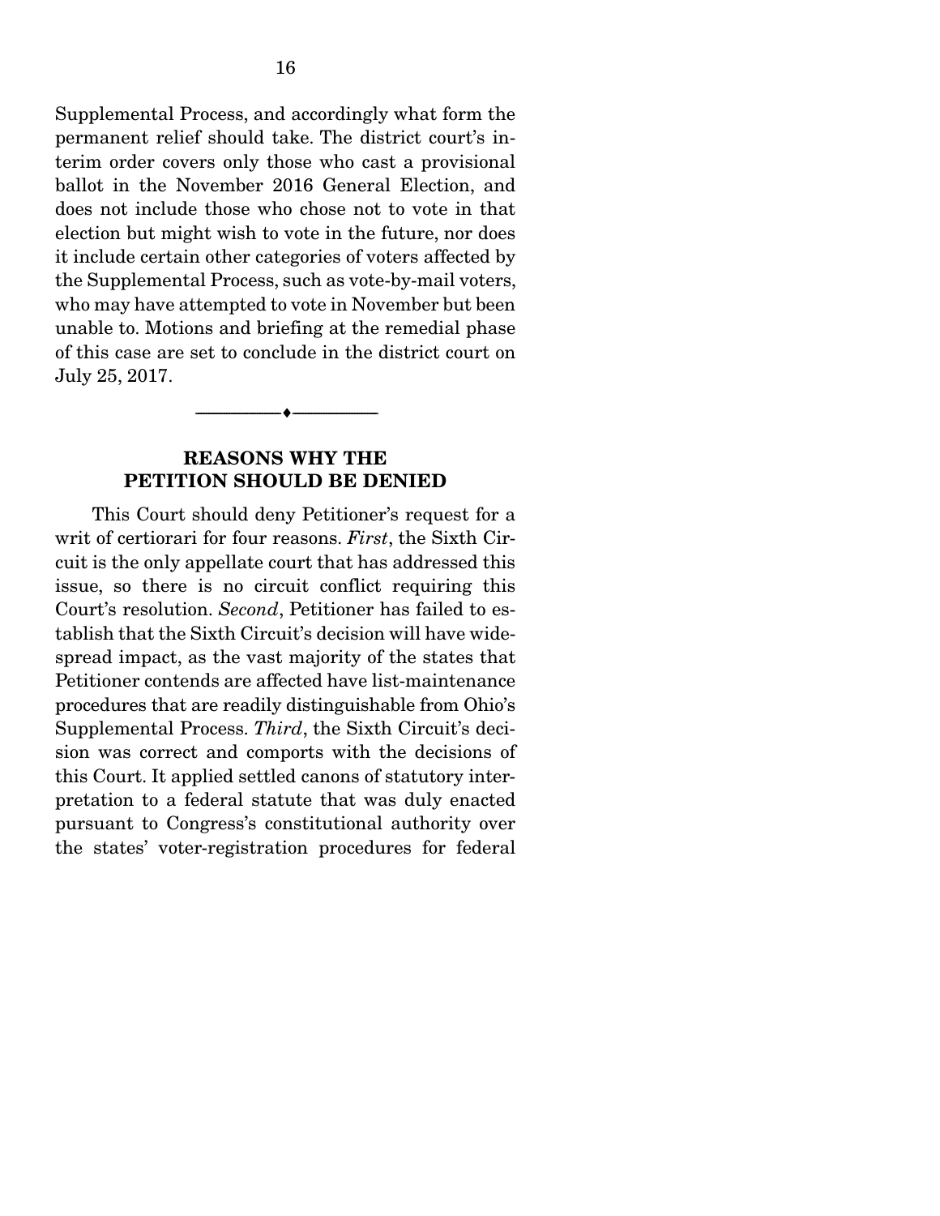Supplemental Process, and accordingly what form the permanent relief should take. The district court's interim order covers only those who cast a provisional ballot in the November 2016 General Election, and does not include those who chose not to vote in that election but might wish to vote in the future, nor does it include certain other categories of voters affected by the Supplemental Process, such as vote-by-mail voters, who may have attempted to vote in November but been unable to. Motions and briefing at the remedial phase of this case are set to conclude in the district court on July 25, 2017.

---

## REASONS WHY THE PETITION SHOULD BE DENIED

This Court should deny Petitioner's request for a writ of certiorari for four reasons. *First*, the Sixth Circuit is the only appellate court that has addressed this issue, so there is no circuit conflict requiring this Court's resolution. *Second*, Petitioner has failed to establish that the Sixth Circuit's decision will have widespread impact, as the vast majority of the states that Petitioner contends are affected have list-maintenance procedures that are readily distinguishable from Ohio's Supplemental Process. *Third*, the Sixth Circuit's decision was correct and comports with the decisions of this Court. It applied settled canons of statutory interpretation to a federal statute that was duly enacted pursuant to Congress's constitutional authority over the states' voter-registration procedures for federal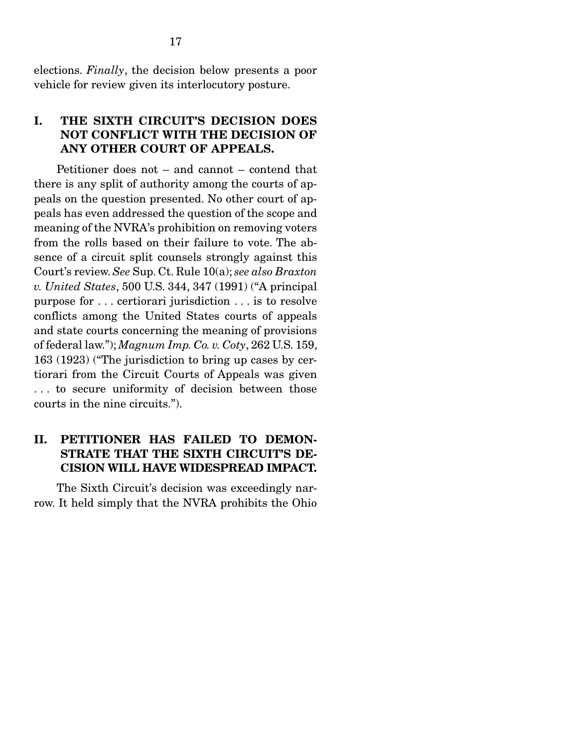elections. *Finally*, the decision below presents a poor vehicle for review given its interlocutory posture.

## I. THE SIXTH CIRCUIT'S DECISION DOES NOT CONFLICT WITH THE DECISION OF ANY OTHER COURT OF APPEALS.

Petitioner does not – and cannot – contend that there is any split of authority among the courts of appeals on the question presented. No other court of appeals has even addressed the question of the scope and meaning of the NVRA's prohibition on removing voters from the rolls based on their failure to vote. The absence of a circuit split counsels strongly against this Court's review. *See* Sup. Ct. Rule 10(a); *see also Braxton v. United States*, 500 U.S. 344, 347 (1991) ("A principal purpose for . . . certiorari jurisdiction . . . is to resolve conflicts among the United States courts of appeals and state courts concerning the meaning of provisions of federal law."); *Magnum Imp. Co. v. Coty*, 262 U.S. 159, 163 (1923) ("The jurisdiction to bring up cases by certiorari from the Circuit Courts of Appeals was given . . . to secure uniformity of decision between those courts in the nine circuits.").

## II. PETITIONER HAS FAILED TO DEMONSTRATE THAT THE SIXTH CIRCUIT'S DECISION WILL HAVE WIDESPREAD IMPACT.

The Sixth Circuit's decision was exceedingly narrow. It held simply that the NVRA prohibits the Ohio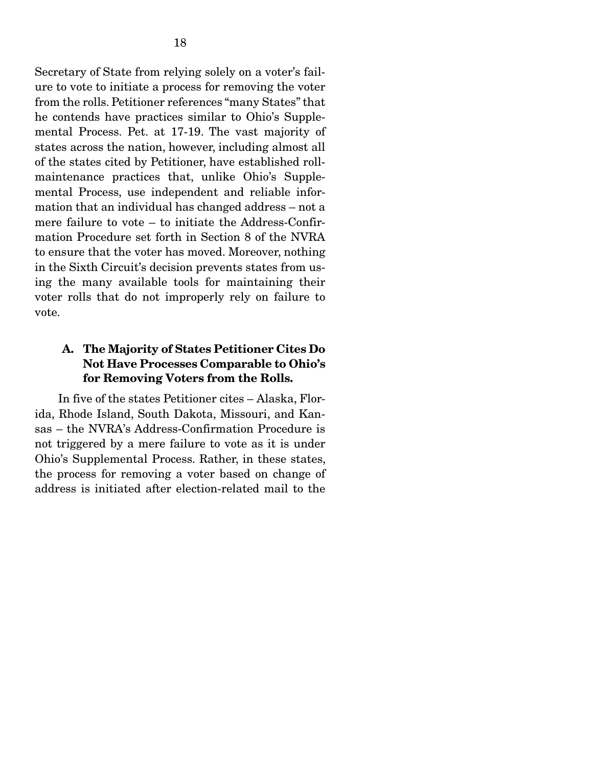Secretary of State from relying solely on a voter's failure to vote to initiate a process for removing the voter from the rolls. Petitioner references "many States" that he contends have practices similar to Ohio's Supplemental Process. Pet. at 17-19. The vast majority of states across the nation, however, including almost all of the states cited by Petitioner, have established roll-maintenance practices that, unlike Ohio's Supplemental Process, use independent and reliable information that an individual has changed address – not a mere failure to vote – to initiate the Address-Confirmation Procedure set forth in Section 8 of the NVRA to ensure that the voter has moved. Moreover, nothing in the Sixth Circuit's decision prevents states from using the many available tools for maintaining their voter rolls that do not improperly rely on failure to vote.

### A. The Majority of States Petitioner Cites Do Not Have Processes Comparable to Ohio's for Removing Voters from the Rolls.

In five of the states Petitioner cites – Alaska, Florida, Rhode Island, South Dakota, Missouri, and Kansas – the NVRA's Address-Confirmation Procedure is not triggered by a mere failure to vote as it is under Ohio's Supplemental Process. Rather, in these states, the process for removing a voter based on change of address is initiated after election-related mail to the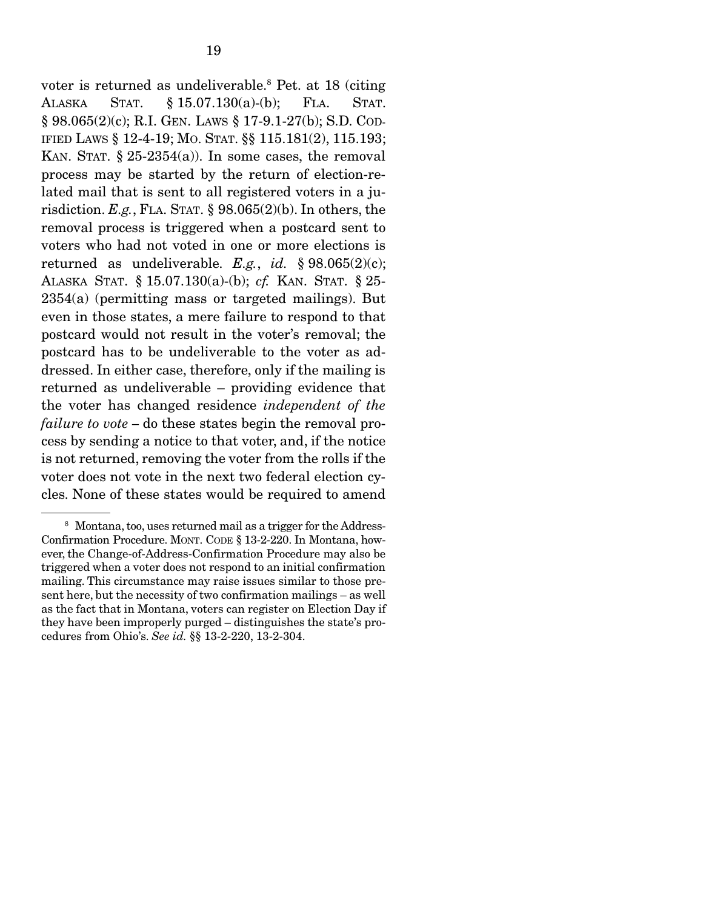voter is returned as undeliverable.[8] Pet. at 18 (citing ALASKA STAT. § 15.07.130(a)-(b); FLA. STAT. § 98.065(2)(c); R.I. GEN. LAWS § 17-9.1-27(b); S.D. CODIFIED LAWS § 12-4-19; MO. STAT. §§ 115.181(2), 115.193; KAN. STAT. § 25-2354(a)). In some cases, the removal process may be started by the return of election-related mail that is sent to all registered voters in a jurisdiction. *E.g.*, FLA. STAT. § 98.065(2)(b). In others, the removal process is triggered when a postcard sent to voters who had not voted in one or more elections is returned as undeliverable. *E.g.*, *id.* § 98.065(2)(c); ALASKA STAT. § 15.07.130(a)-(b); *cf.* KAN. STAT. § 25-2354(a) (permitting mass or targeted mailings). But even in those states, a mere failure to respond to that postcard would not result in the voter's removal; the postcard has to be undeliverable to the voter as addressed. In either case, therefore, only if the mailing is returned as undeliverable – providing evidence that the voter has changed residence *independent of the failure to vote* – do these states begin the removal process by sending a notice to that voter, and, if the notice is not returned, removing the voter from the rolls if the voter does not vote in the next two federal election cycles. None of these states would be required to amend

[8] Montana, too, uses returned mail as a trigger for the Address-Confirmation Procedure. MONT. CODE § 13-2-220. In Montana, however, the Change-of-Address-Confirmation Procedure may also be triggered when a voter does not respond to an initial confirmation mailing. This circumstance may raise issues similar to those present here, but the necessity of two confirmation mailings – as well as the fact that in Montana, voters can register on Election Day if they have been improperly purged – distinguishes the state's procedures from Ohio's. *See id.* §§ 13-2-220, 13-2-304.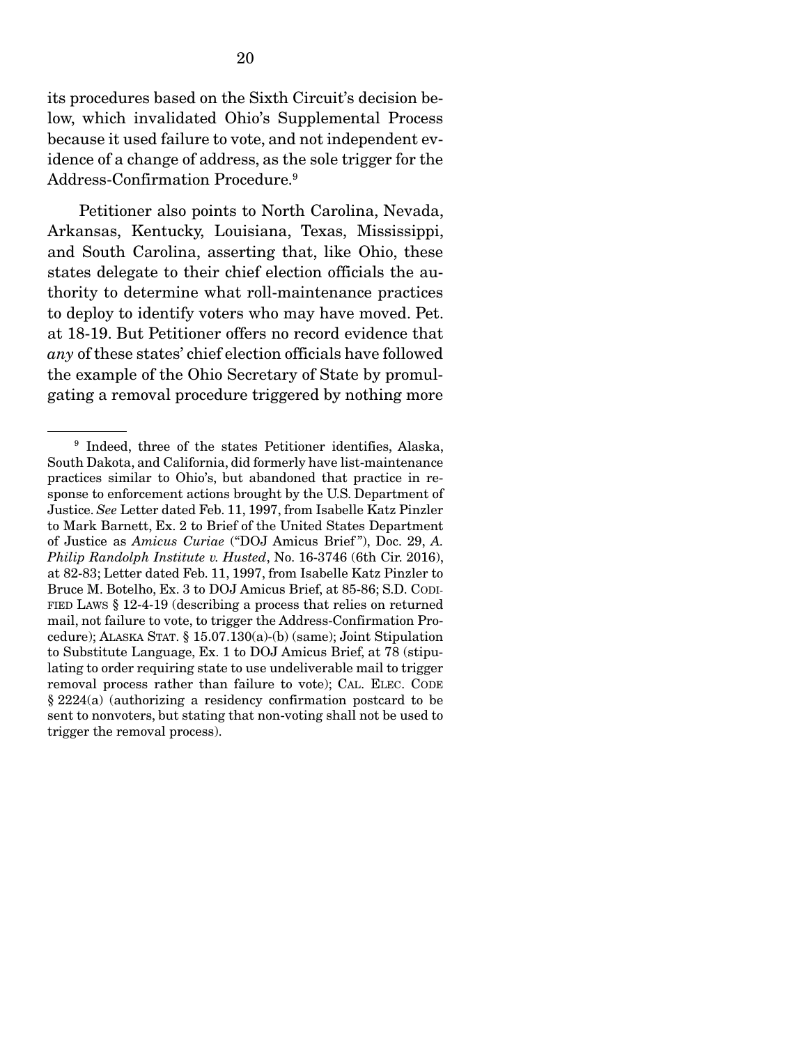its procedures based on the Sixth Circuit's decision below, which invalidated Ohio's Supplemental Process because it used failure to vote, and not independent evidence of a change of address, as the sole trigger for the Address-Confirmation Procedure.[9]

Petitioner also points to North Carolina, Nevada, Arkansas, Kentucky, Louisiana, Texas, Mississippi, and South Carolina, asserting that, like Ohio, these states delegate to their chief election officials the authority to determine what roll-maintenance practices to deploy to identify voters who may have moved. Pet. at 18-19. But Petitioner offers no record evidence that *any* of these states' chief election officials have followed the example of the Ohio Secretary of State by promulgating a removal procedure triggered by nothing more

---

[9] Indeed, three of the states Petitioner identifies, Alaska, South Dakota, and California, did formerly have list-maintenance practices similar to Ohio's, but abandoned that practice in response to enforcement actions brought by the U.S. Department of Justice. *See* Letter dated Feb. 11, 1997, from Isabelle Katz Pinzler to Mark Barnett, Ex. 2 to Brief of the United States Department of Justice as *Amicus Curiae* ("DOJ Amicus Brief"), Doc. 29, *A. Philip Randolph Institute v. Husted*, No. 16-3746 (6th Cir. 2016), at 82-83; Letter dated Feb. 11, 1997, from Isabelle Katz Pinzler to Bruce M. Botelho, Ex. 3 to DOJ Amicus Brief, at 85-86; S.D. CODIFIED LAWS § 12-4-19 (describing a process that relies on returned mail, not failure to vote, to trigger the Address-Confirmation Procedure); ALASKA STAT. § 15.07.130(a)-(b) (same); Joint Stipulation to Substitute Language, Ex. 1 to DOJ Amicus Brief, at 78 (stipulating to order requiring state to use undeliverable mail to trigger removal process rather than failure to vote); CAL. ELEC. CODE § 2224(a) (authorizing a residency confirmation postcard to be sent to nonvoters, but stating that non-voting shall not be used to trigger the removal process).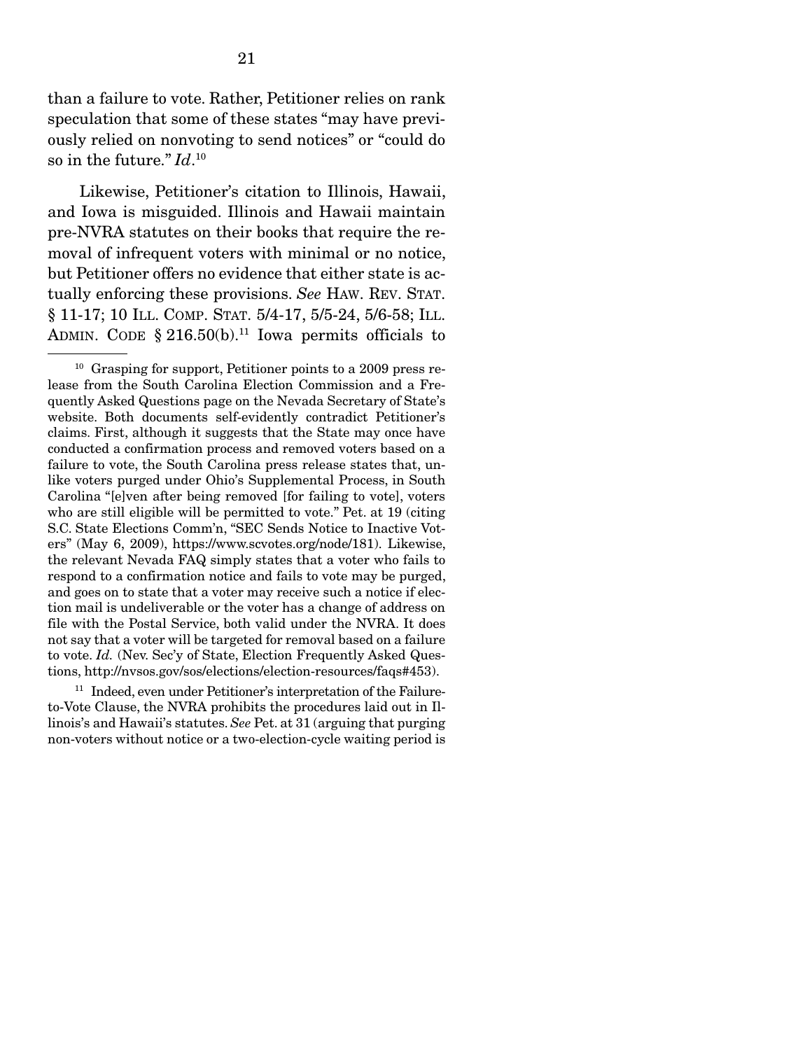than a failure to vote. Rather, Petitioner relies on rank speculation that some of these states "may have previously relied on nonvoting to send notices" or "could do so in the future." *Id*.[10]

Likewise, Petitioner's citation to Illinois, Hawaii, and Iowa is misguided. Illinois and Hawaii maintain pre-NVRA statutes on their books that require the removal of infrequent voters with minimal or no notice, but Petitioner offers no evidence that either state is actually enforcing these provisions. *See* HAW. REV. STAT. § 11-17; 10 ILL. COMP. STAT. 5/4-17, 5/5-24, 5/6-58; ILL. ADMIN. CODE § 216.50(b).[11] Iowa permits officials to

---

[10] Grasping for support, Petitioner points to a 2009 press release from the South Carolina Election Commission and a Frequently Asked Questions page on the Nevada Secretary of State's website. Both documents self-evidently contradict Petitioner's claims. First, although it suggests that the State may once have conducted a confirmation process and removed voters based on a failure to vote, the South Carolina press release states that, unlike voters purged under Ohio's Supplemental Process, in South Carolina "[e]ven after being removed [for failing to vote], voters who are still eligible will be permitted to vote." Pet. at 19 (citing S.C. State Elections Comm'n, "SEC Sends Notice to Inactive Voters" (May 6, 2009), https://www.scvotes.org/node/181). Likewise, the relevant Nevada FAQ simply states that a voter who fails to respond to a confirmation notice and fails to vote may be purged, and goes on to state that a voter may receive such a notice if election mail is undeliverable or the voter has a change of address on file with the Postal Service, both valid under the NVRA. It does not say that a voter will be targeted for removal based on a failure to vote. *Id.* (Nev. Sec'y of State, Election Frequently Asked Questions, http://nvsos.gov/sos/elections/election-resources/faqs#453).

[11] Indeed, even under Petitioner's interpretation of the Failure-to-Vote Clause, the NVRA prohibits the procedures laid out in Illinois's and Hawaii's statutes. *See* Pet. at 31 (arguing that purging non-voters without notice or a two-election-cycle waiting period is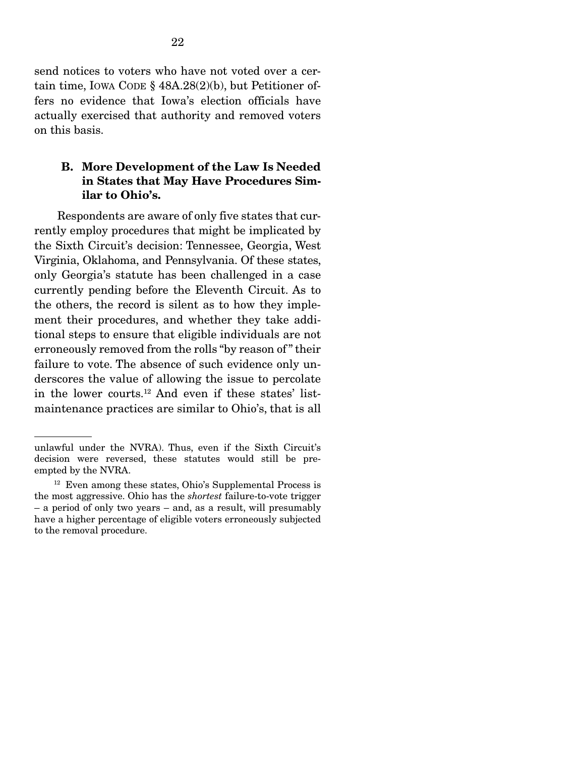send notices to voters who have not voted over a certain time, IOWA CODE § 48A.28(2)(b), but Petitioner offers no evidence that Iowa's election officials have actually exercised that authority and removed voters on this basis.

### B. More Development of the Law Is Needed in States that May Have Procedures Similar to Ohio's.

Respondents are aware of only five states that currently employ procedures that might be implicated by the Sixth Circuit's decision: Tennessee, Georgia, West Virginia, Oklahoma, and Pennsylvania. Of these states, only Georgia's statute has been challenged in a case currently pending before the Eleventh Circuit. As to the others, the record is silent as to how they implement their procedures, and whether they take additional steps to ensure that eligible individuals are not erroneously removed from the rolls "by reason of" their failure to vote. The absence of such evidence only underscores the value of allowing the issue to percolate in the lower courts.[12] And even if these states' list-maintenance practices are similar to Ohio's, that is all

---

unlawful under the NVRA). Thus, even if the Sixth Circuit's decision were reversed, these statutes would still be preempted by the NVRA.

[12] Even among these states, Ohio's Supplemental Process is the most aggressive. Ohio has the *shortest* failure-to-vote trigger – a period of only two years – and, as a result, will presumably have a higher percentage of eligible voters erroneously subjected to the removal procedure.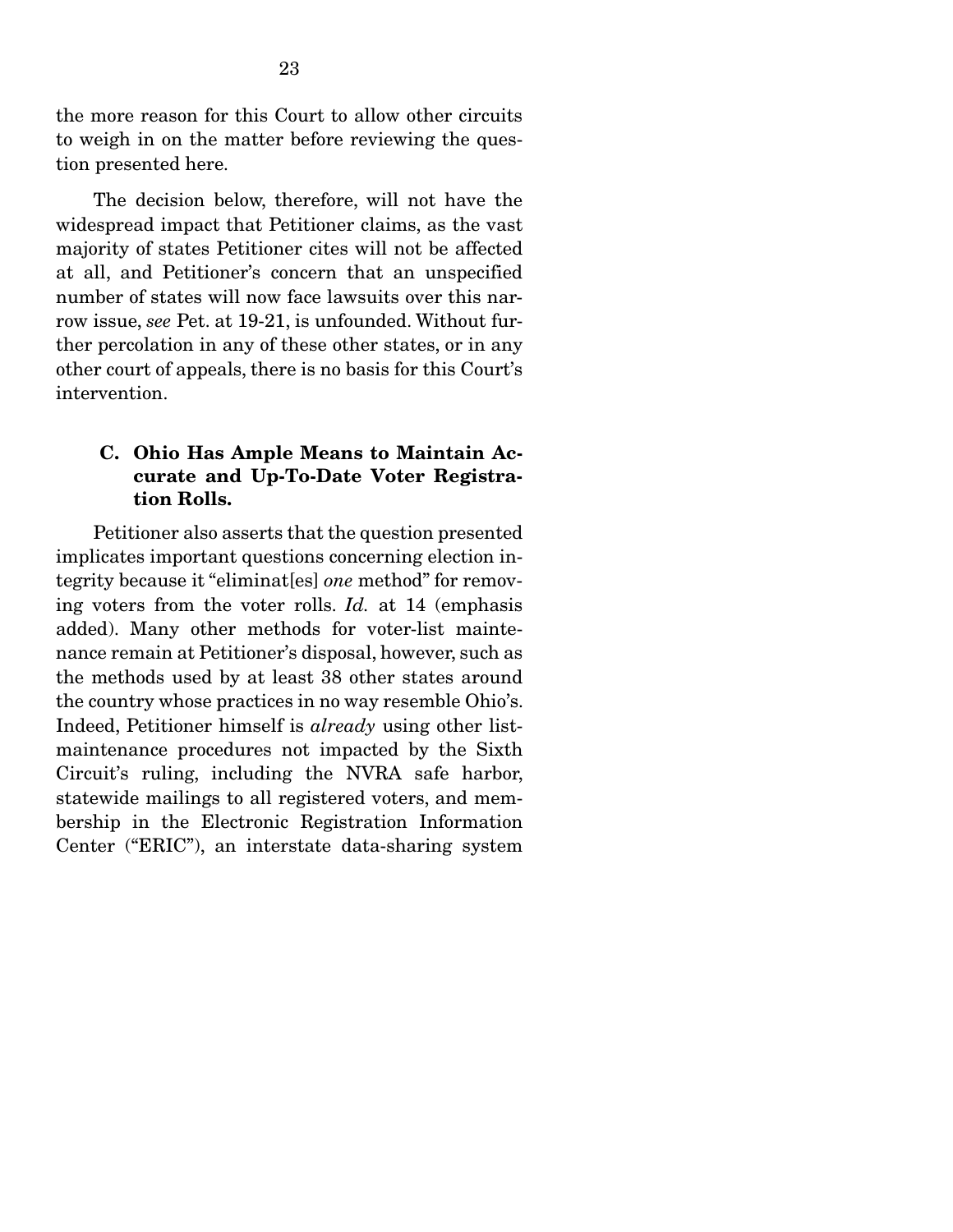the more reason for this Court to allow other circuits to weigh in on the matter before reviewing the question presented here.

The decision below, therefore, will not have the widespread impact that Petitioner claims, as the vast majority of states Petitioner cites will not be affected at all, and Petitioner's concern that an unspecified number of states will now face lawsuits over this narrow issue, *see* Pet. at 19-21, is unfounded. Without further percolation in any of these other states, or in any other court of appeals, there is no basis for this Court's intervention.

### C. Ohio Has Ample Means to Maintain Accurate and Up-To-Date Voter Registration Rolls.

Petitioner also asserts that the question presented implicates important questions concerning election integrity because it "eliminat[es] *one* method" for removing voters from the voter rolls. *Id.* at 14 (emphasis added). Many other methods for voter-list maintenance remain at Petitioner's disposal, however, such as the methods used by at least 38 other states around the country whose practices in no way resemble Ohio's. Indeed, Petitioner himself is *already* using other list-maintenance procedures not impacted by the Sixth Circuit's ruling, including the NVRA safe harbor, statewide mailings to all registered voters, and membership in the Electronic Registration Information Center ("ERIC"), an interstate data-sharing system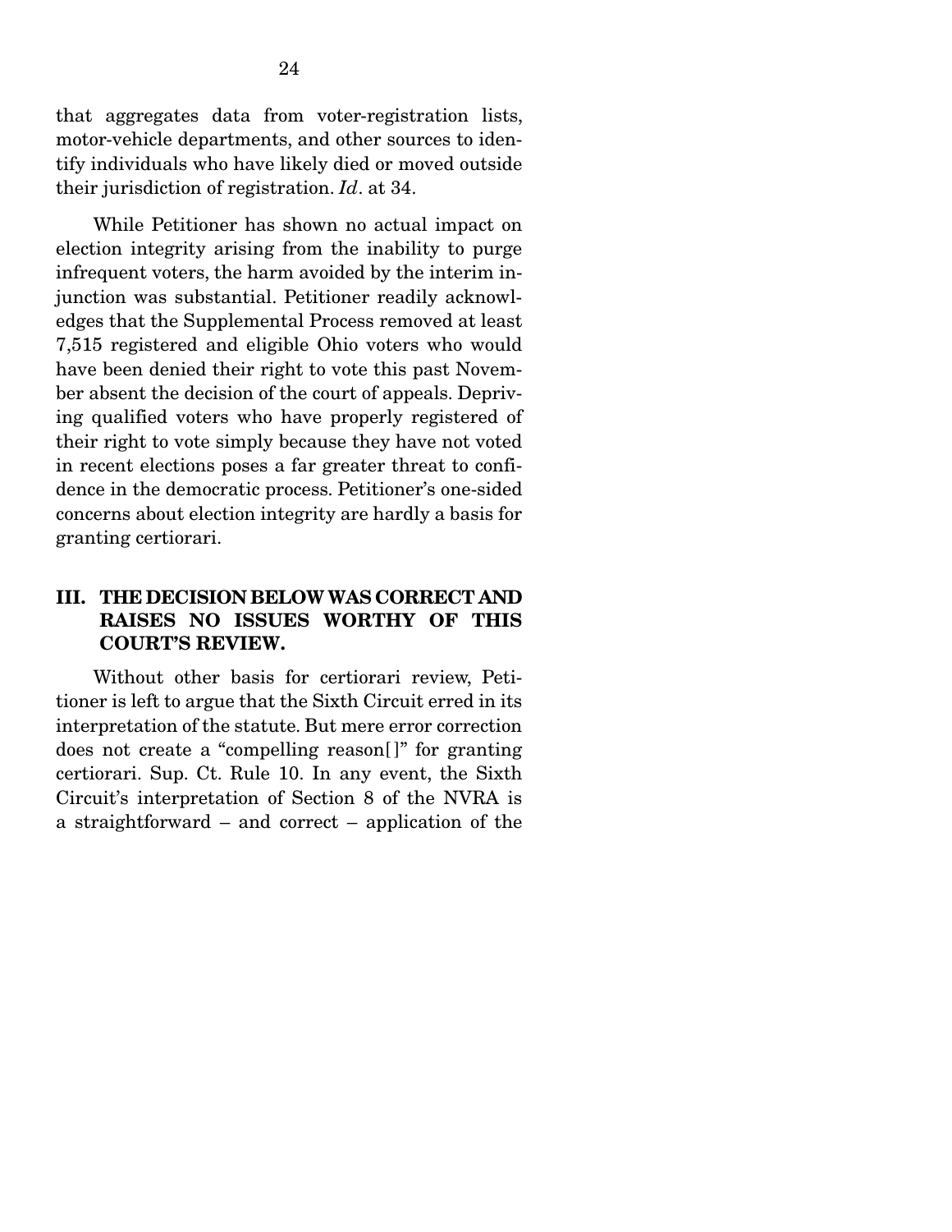that aggregates data from voter-registration lists, motor-vehicle departments, and other sources to identify individuals who have likely died or moved outside their jurisdiction of registration. *Id*. at 34.

While Petitioner has shown no actual impact on election integrity arising from the inability to purge infrequent voters, the harm avoided by the interim injunction was substantial. Petitioner readily acknowledges that the Supplemental Process removed at least 7,515 registered and eligible Ohio voters who would have been denied their right to vote this past November absent the decision of the court of appeals. Depriving qualified voters who have properly registered of their right to vote simply because they have not voted in recent elections poses a far greater threat to confidence in the democratic process. Petitioner's one-sided concerns about election integrity are hardly a basis for granting certiorari.

## III. THE DECISION BELOW WAS CORRECT AND RAISES NO ISSUES WORTHY OF THIS COURT'S REVIEW.

Without other basis for certiorari review, Petitioner is left to argue that the Sixth Circuit erred in its interpretation of the statute. But mere error correction does not create a "compelling reason[]" for granting certiorari. Sup. Ct. Rule 10. In any event, the Sixth Circuit's interpretation of Section 8 of the NVRA is a straightforward – and correct – application of the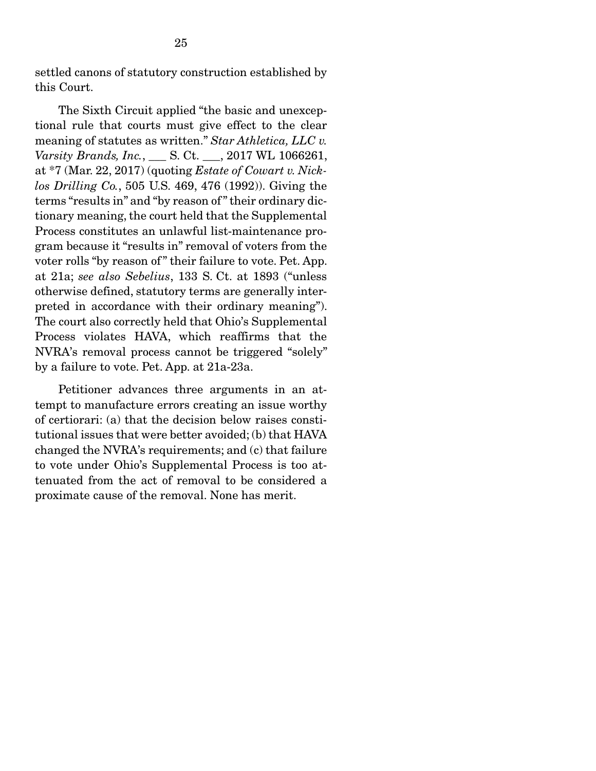settled canons of statutory construction established by this Court.

The Sixth Circuit applied "the basic and unexceptional rule that courts must give effect to the clear meaning of statutes as written." *Star Athletica, LLC v. Varsity Brands, Inc.*, ___ S. Ct. ___, 2017 WL 1066261, at *7 (Mar. 22, 2017) (quoting *Estate of Cowart v. Nicklos Drilling Co.*, 505 U.S. 469, 476 (1992)). Giving the terms "results in" and "by reason of" their ordinary dictionary meaning, the court held that the Supplemental Process constitutes an unlawful list-maintenance program because it "results in" removal of voters from the voter rolls "by reason of" their failure to vote. Pet. App. at 21a; *see also Sebelius*, 133 S. Ct. at 1893 ("unless otherwise defined, statutory terms are generally interpreted in accordance with their ordinary meaning"). The court also correctly held that Ohio's Supplemental Process violates HAVA, which reaffirms that the NVRA's removal process cannot be triggered "solely" by a failure to vote. Pet. App. at 21a-23a.

Petitioner advances three arguments in an attempt to manufacture errors creating an issue worthy of certiorari: (a) that the decision below raises constitutional issues that were better avoided; (b) that HAVA changed the NVRA's requirements; and (c) that failure to vote under Ohio's Supplemental Process is too attenuated from the act of removal to be considered a proximate cause of the removal. None has merit.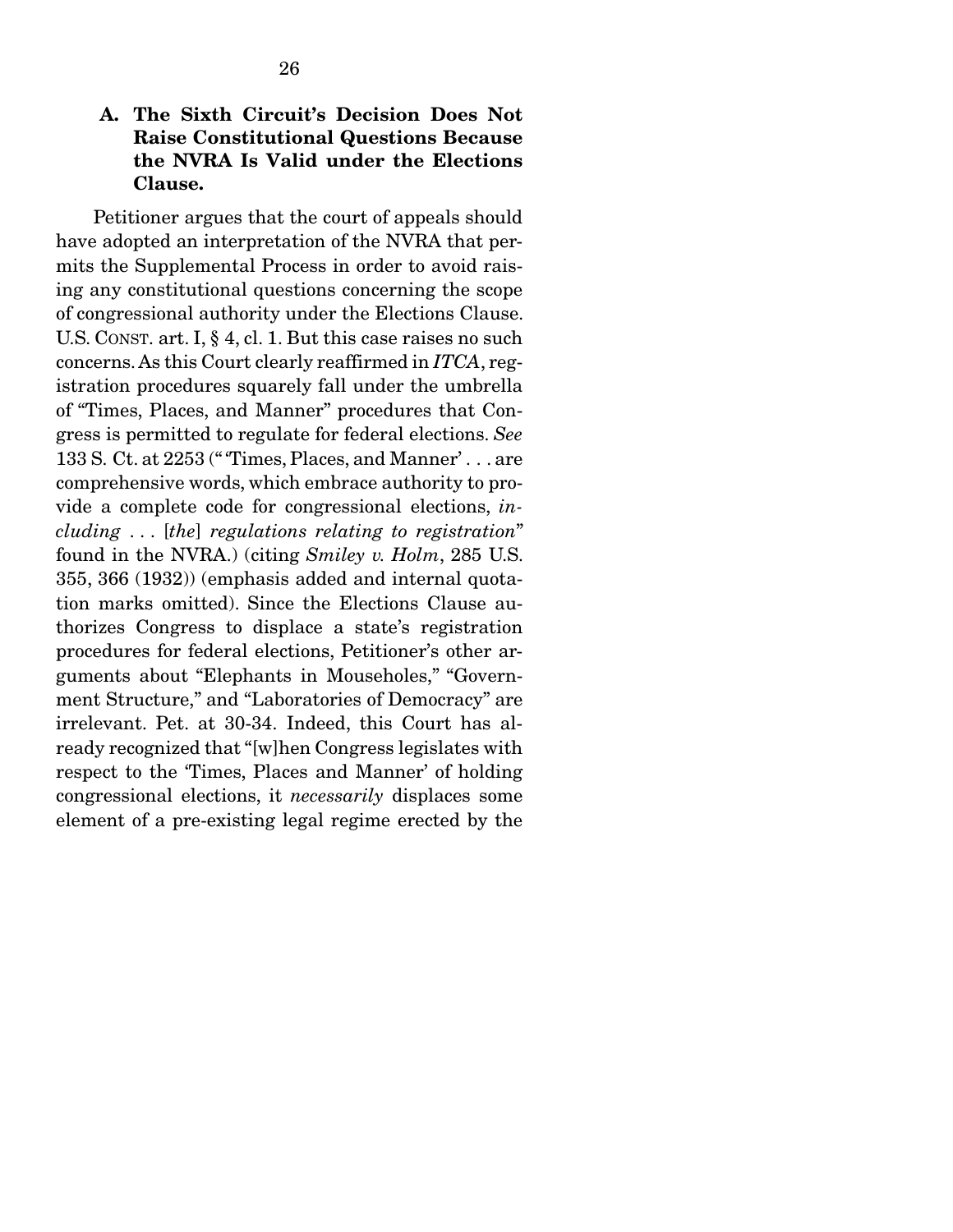### A. The Sixth Circuit's Decision Does Not Raise Constitutional Questions Because the NVRA Is Valid under the Elections Clause.

Petitioner argues that the court of appeals should have adopted an interpretation of the NVRA that permits the Supplemental Process in order to avoid raising any constitutional questions concerning the scope of congressional authority under the Elections Clause. U.S. CONST. art. I, § 4, cl. 1. But this case raises no such concerns. As this Court clearly reaffirmed in *ITCA*, registration procedures squarely fall under the umbrella of "Times, Places, and Manner" procedures that Congress is permitted to regulate for federal elections. *See* 133 S. Ct. at 2253 ("'Times, Places, and Manner' . . . are comprehensive words, which embrace authority to provide a complete code for congressional elections, *including . . .* [*the*] *regulations relating to registration*" found in the NVRA.) (citing *Smiley v. Holm*, 285 U.S. 355, 366 (1932)) (emphasis added and internal quotation marks omitted). Since the Elections Clause authorizes Congress to displace a state's registration procedures for federal elections, Petitioner's other arguments about "Elephants in Mouseholes," "Government Structure," and "Laboratories of Democracy" are irrelevant. Pet. at 30-34. Indeed, this Court has already recognized that "[w]hen Congress legislates with respect to the 'Times, Places and Manner' of holding congressional elections, it *necessarily* displaces some element of a pre-existing legal regime erected by the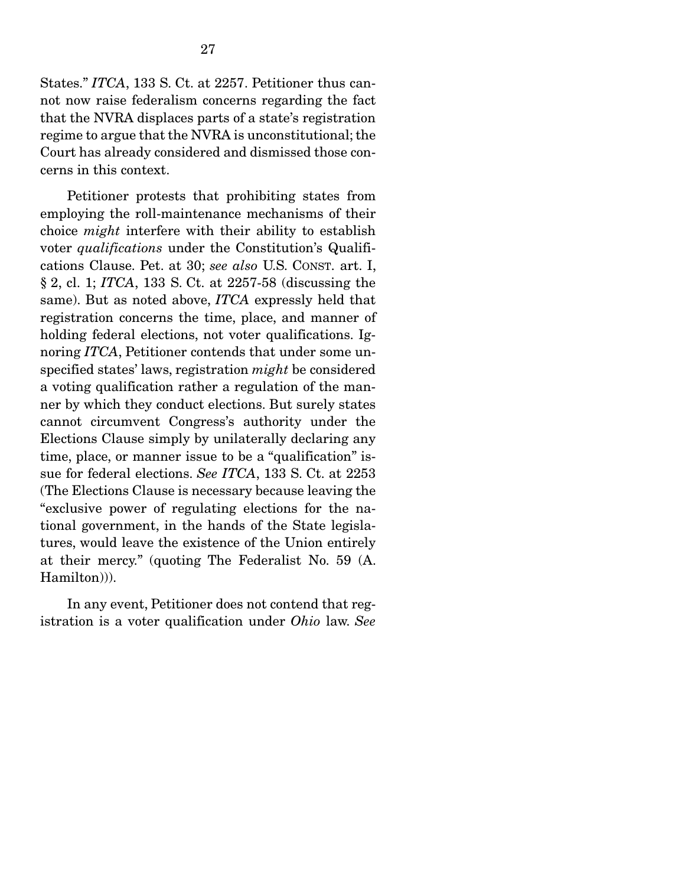States." *ITCA*, 133 S. Ct. at 2257. Petitioner thus cannot now raise federalism concerns regarding the fact that the NVRA displaces parts of a state's registration regime to argue that the NVRA is unconstitutional; the Court has already considered and dismissed those concerns in this context.

Petitioner protests that prohibiting states from employing the roll-maintenance mechanisms of their choice *might* interfere with their ability to establish voter *qualifications* under the Constitution's Qualifications Clause. Pet. at 30; *see also* U.S. CONST. art. I, § 2, cl. 1; *ITCA*, 133 S. Ct. at 2257-58 (discussing the same). But as noted above, *ITCA* expressly held that registration concerns the time, place, and manner of holding federal elections, not voter qualifications. Ignoring *ITCA*, Petitioner contends that under some unspecified states' laws, registration *might* be considered a voting qualification rather a regulation of the manner by which they conduct elections. But surely states cannot circumvent Congress's authority under the Elections Clause simply by unilaterally declaring any time, place, or manner issue to be a "qualification" issue for federal elections. *See ITCA*, 133 S. Ct. at 2253 (The Elections Clause is necessary because leaving the "exclusive power of regulating elections for the national government, in the hands of the State legislatures, would leave the existence of the Union entirely at their mercy." (quoting The Federalist No. 59 (A. Hamilton))).

In any event, Petitioner does not contend that registration is a voter qualification under *Ohio* law. *See*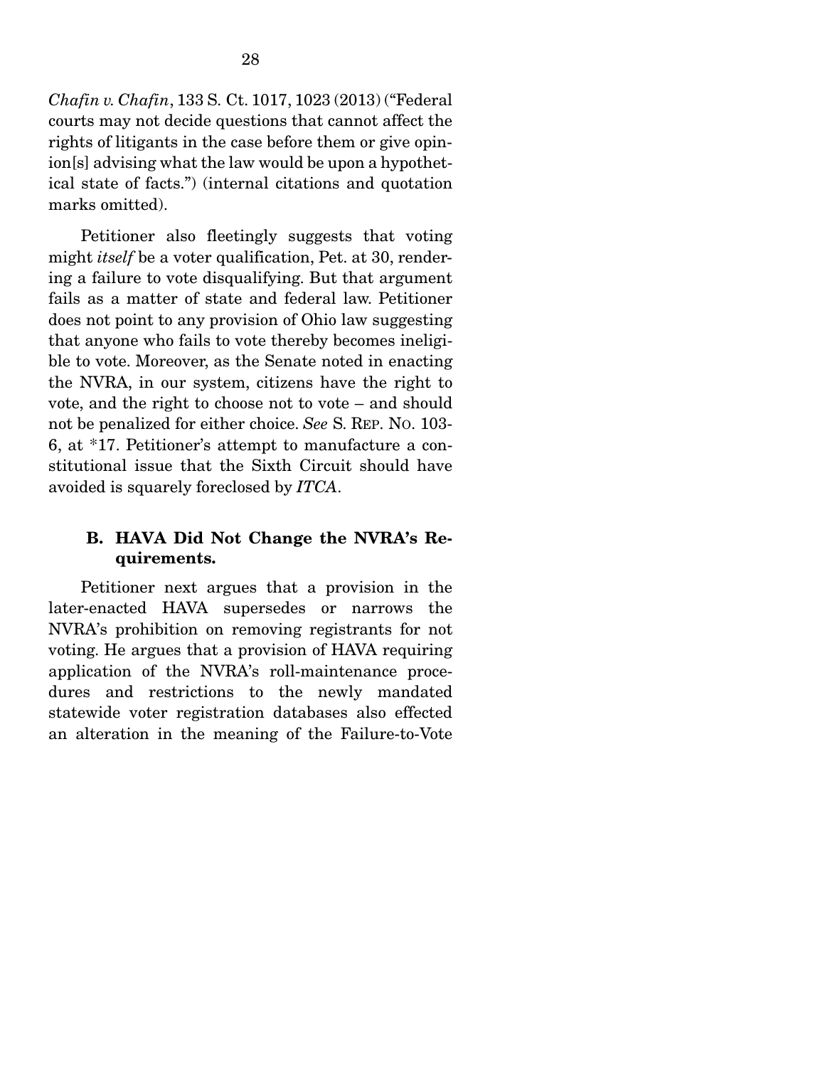*Chafin v. Chafin*, 133 S. Ct. 1017, 1023 (2013) ("Federal courts may not decide questions that cannot affect the rights of litigants in the case before them or give opinion[s] advising what the law would be upon a hypothetical state of facts.") (internal citations and quotation marks omitted).

Petitioner also fleetingly suggests that voting might *itself* be a voter qualification, Pet. at 30, rendering a failure to vote disqualifying. But that argument fails as a matter of state and federal law. Petitioner does not point to any provision of Ohio law suggesting that anyone who fails to vote thereby becomes ineligible to vote. Moreover, as the Senate noted in enacting the NVRA, in our system, citizens have the right to vote, and the right to choose not to vote – and should not be penalized for either choice. *See* S. REP. NO. 103-6, at *17. Petitioner's attempt to manufacture a constitutional issue that the Sixth Circuit should have avoided is squarely foreclosed by *ITCA*.

### B. HAVA Did Not Change the NVRA's Requirements.

Petitioner next argues that a provision in the later-enacted HAVA supersedes or narrows the NVRA's prohibition on removing registrants for not voting. He argues that a provision of HAVA requiring application of the NVRA's roll-maintenance procedures and restrictions to the newly mandated statewide voter registration databases also effected an alteration in the meaning of the Failure-to-Vote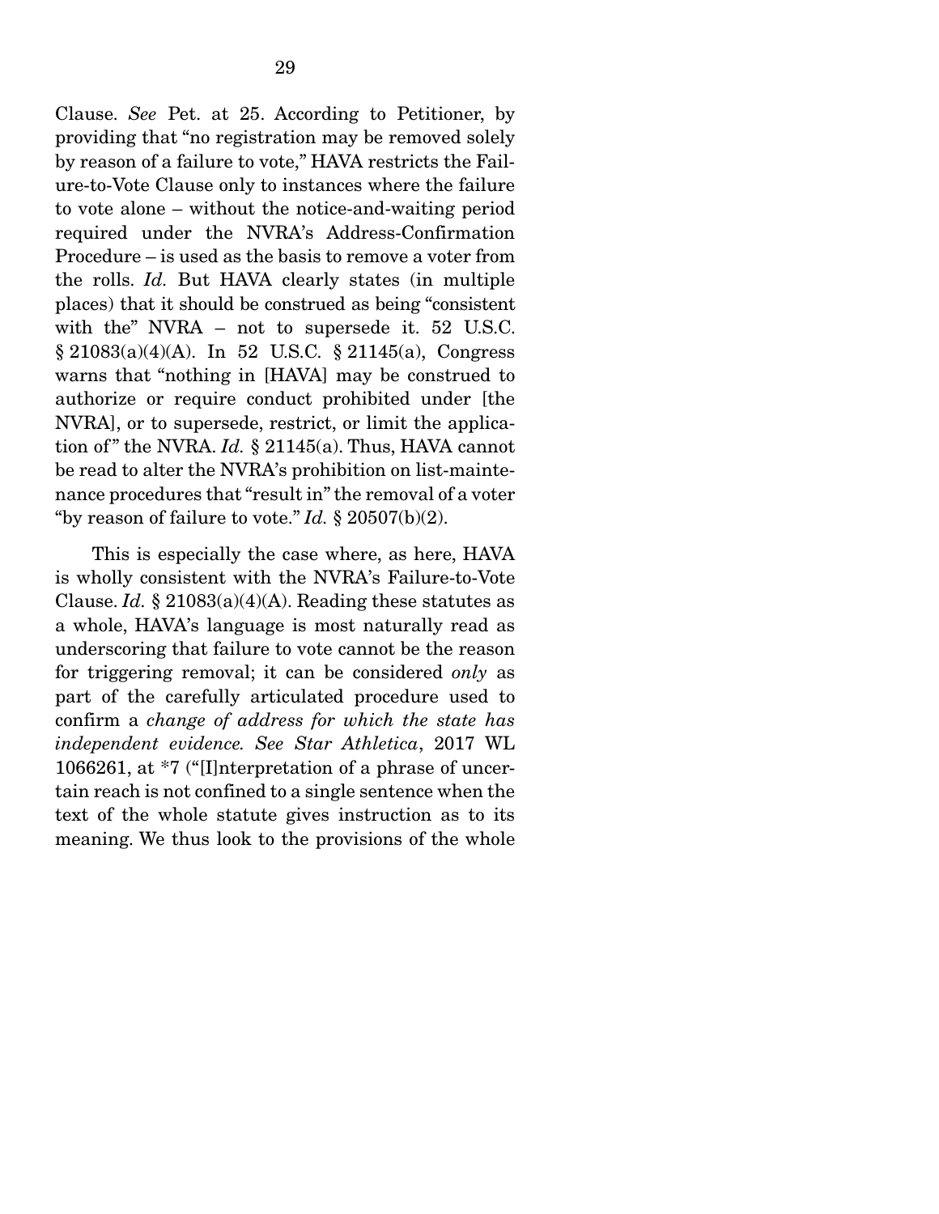Clause. *See* Pet. at 25. According to Petitioner, by providing that "no registration may be removed solely by reason of a failure to vote," HAVA restricts the Failure-to-Vote Clause only to instances where the failure to vote alone – without the notice-and-waiting period required under the NVRA's Address-Confirmation Procedure – is used as the basis to remove a voter from the rolls. *Id.* But HAVA clearly states (in multiple places) that it should be construed as being "consistent with the" NVRA – not to supersede it. 52 U.S.C. § 21083(a)(4)(A). In 52 U.S.C. § 21145(a), Congress warns that "nothing in [HAVA] may be construed to authorize or require conduct prohibited under [the NVRA], or to supersede, restrict, or limit the application of" the NVRA. *Id.* § 21145(a). Thus, HAVA cannot be read to alter the NVRA's prohibition on list-maintenance procedures that "result in" the removal of a voter "by reason of failure to vote." *Id.* § 20507(b)(2).

This is especially the case where, as here, HAVA is wholly consistent with the NVRA's Failure-to-Vote Clause. *Id.* § 21083(a)(4)(A). Reading these statutes as a whole, HAVA's language is most naturally read as underscoring that failure to vote cannot be the reason for triggering removal; it can be considered *only* as part of the carefully articulated procedure used to confirm a *change of address for which the state has independent evidence. See Star Athletica*, 2017 WL 1066261, at *7 ("[I]nterpretation of a phrase of uncertain reach is not confined to a single sentence when the text of the whole statute gives instruction as to its meaning. We thus look to the provisions of the whole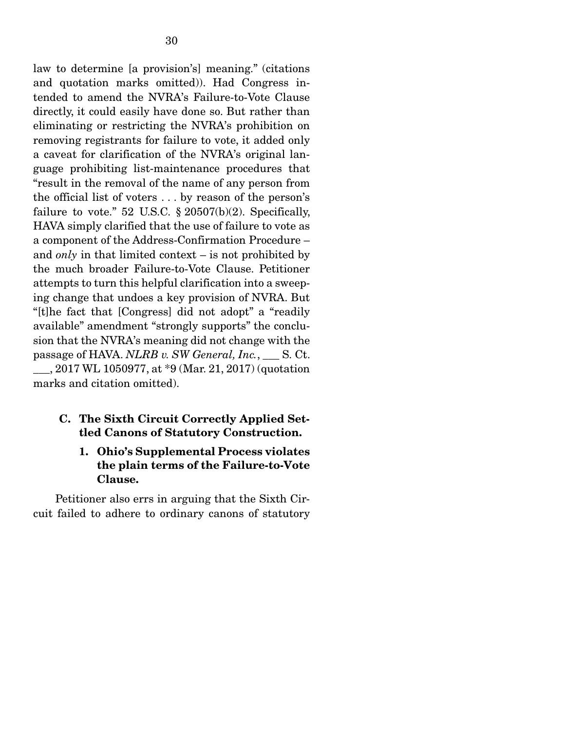law to determine [a provision's] meaning." (citations and quotation marks omitted)). Had Congress intended to amend the NVRA's Failure-to-Vote Clause directly, it could easily have done so. But rather than eliminating or restricting the NVRA's prohibition on removing registrants for failure to vote, it added only a caveat for clarification of the NVRA's original language prohibiting list-maintenance procedures that "result in the removal of the name of any person from the official list of voters . . . by reason of the person's failure to vote." 52 U.S.C. § 20507(b)(2). Specifically, HAVA simply clarified that the use of failure to vote as a component of the Address-Confirmation Procedure – and *only* in that limited context – is not prohibited by the much broader Failure-to-Vote Clause. Petitioner attempts to turn this helpful clarification into a sweeping change that undoes a key provision of NVRA. But "[t]he fact that [Congress] did not adopt" a "readily available" amendment "strongly supports" the conclusion that the NVRA's meaning did not change with the passage of HAVA. *NLRB v. SW General, Inc.*, ___ S. Ct. ___, 2017 WL 1050977, at *9 (Mar. 21, 2017) (quotation marks and citation omitted).

### C. The Sixth Circuit Correctly Applied Settled Canons of Statutory Construction.

#### 1. Ohio's Supplemental Process violates the plain terms of the Failure-to-Vote Clause.

Petitioner also errs in arguing that the Sixth Circuit failed to adhere to ordinary canons of statutory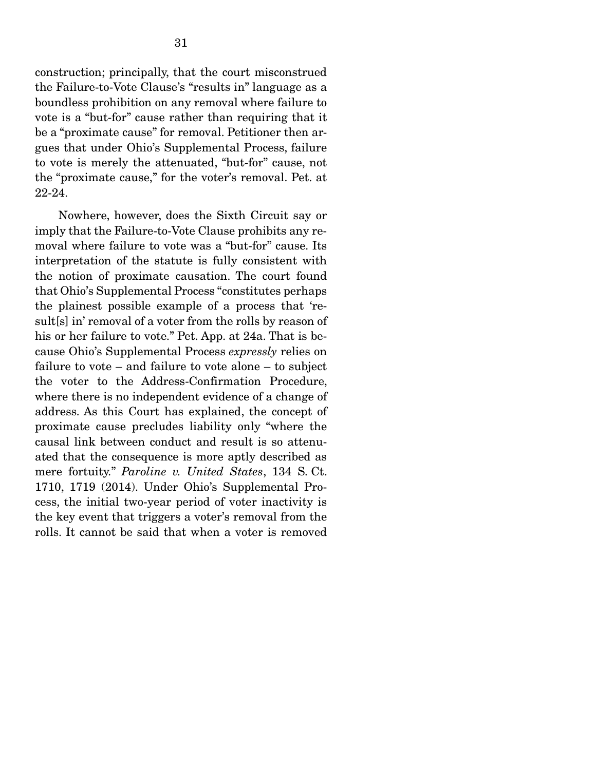construction; principally, that the court misconstrued the Failure-to-Vote Clause's "results in" language as a boundless prohibition on any removal where failure to vote is a "but-for" cause rather than requiring that it be a "proximate cause" for removal. Petitioner then argues that under Ohio's Supplemental Process, failure to vote is merely the attenuated, "but-for" cause, not the "proximate cause," for the voter's removal. Pet. at 22-24.

Nowhere, however, does the Sixth Circuit say or imply that the Failure-to-Vote Clause prohibits any removal where failure to vote was a "but-for" cause. Its interpretation of the statute is fully consistent with the notion of proximate causation. The court found that Ohio's Supplemental Process "constitutes perhaps the plainest possible example of a process that 'result[s] in' removal of a voter from the rolls by reason of his or her failure to vote." Pet. App. at 24a. That is because Ohio's Supplemental Process *expressly* relies on failure to vote – and failure to vote alone – to subject the voter to the Address-Confirmation Procedure, where there is no independent evidence of a change of address. As this Court has explained, the concept of proximate cause precludes liability only "where the causal link between conduct and result is so attenuated that the consequence is more aptly described as mere fortuity." *Paroline v. United States*, 134 S. Ct. 1710, 1719 (2014). Under Ohio's Supplemental Process, the initial two-year period of voter inactivity is the key event that triggers a voter's removal from the rolls. It cannot be said that when a voter is removed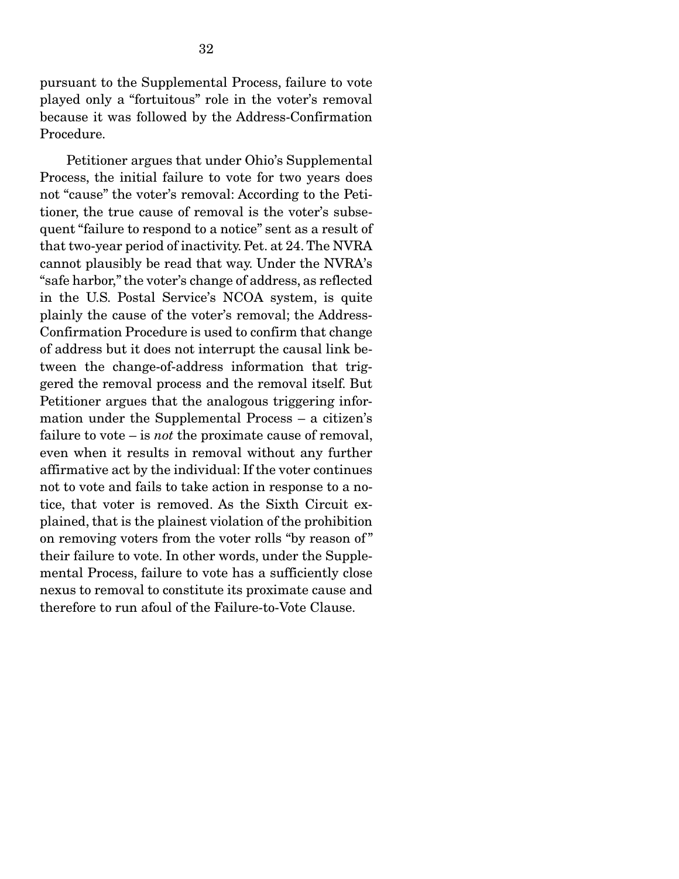pursuant to the Supplemental Process, failure to vote played only a "fortuitous" role in the voter's removal because it was followed by the Address-Confirmation Procedure.

Petitioner argues that under Ohio's Supplemental Process, the initial failure to vote for two years does not "cause" the voter's removal: According to the Petitioner, the true cause of removal is the voter's subsequent "failure to respond to a notice" sent as a result of that two-year period of inactivity. Pet. at 24. The NVRA cannot plausibly be read that way. Under the NVRA's "safe harbor," the voter's change of address, as reflected in the U.S. Postal Service's NCOA system, is quite plainly the cause of the voter's removal; the Address-Confirmation Procedure is used to confirm that change of address but it does not interrupt the causal link between the change-of-address information that triggered the removal process and the removal itself. But Petitioner argues that the analogous triggering information under the Supplemental Process – a citizen's failure to vote – is *not* the proximate cause of removal, even when it results in removal without any further affirmative act by the individual: If the voter continues not to vote and fails to take action in response to a notice, that voter is removed. As the Sixth Circuit explained, that is the plainest violation of the prohibition on removing voters from the voter rolls "by reason of" their failure to vote. In other words, under the Supplemental Process, failure to vote has a sufficiently close nexus to removal to constitute its proximate cause and therefore to run afoul of the Failure-to-Vote Clause.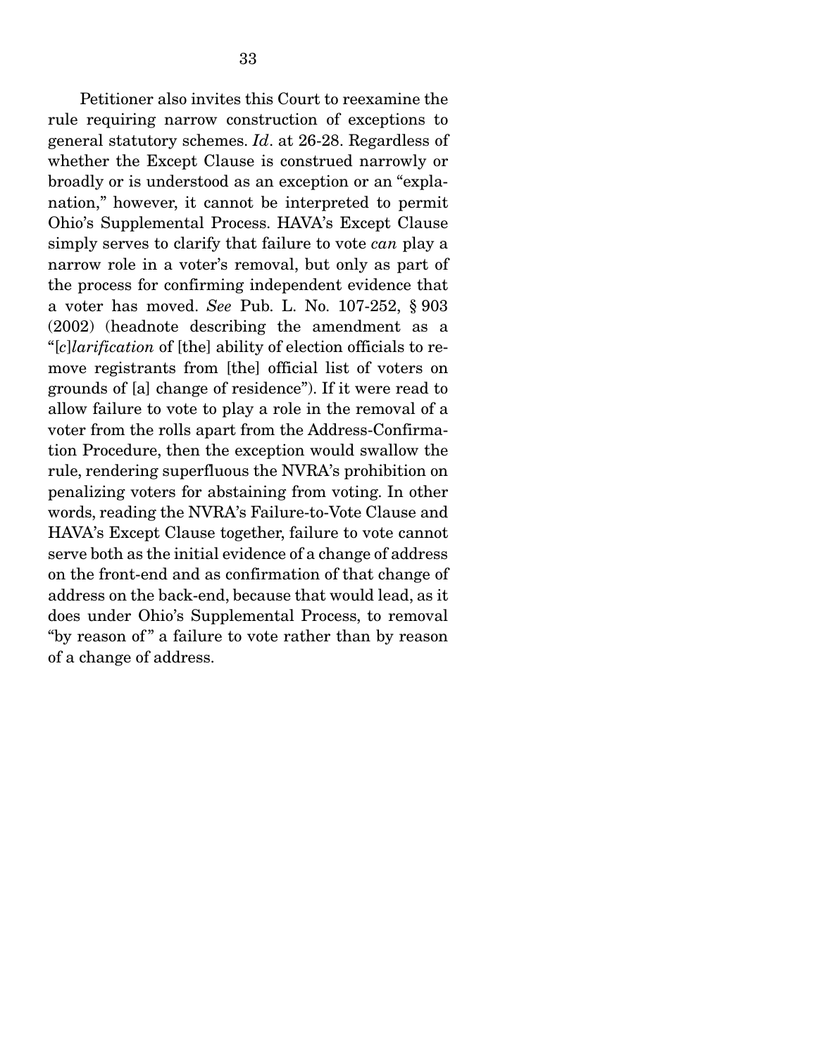Petitioner also invites this Court to reexamine the rule requiring narrow construction of exceptions to general statutory schemes. *Id*. at 26-28. Regardless of whether the Except Clause is construed narrowly or broadly or is understood as an exception or an "explanation," however, it cannot be interpreted to permit Ohio's Supplemental Process. HAVA's Except Clause simply serves to clarify that failure to vote *can* play a narrow role in a voter's removal, but only as part of the process for confirming independent evidence that a voter has moved. *See* Pub. L. No. 107-252, § 903 (2002) (headnote describing the amendment as a "[*c*]*larification* of [the] ability of election officials to remove registrants from [the] official list of voters on grounds of [a] change of residence"). If it were read to allow failure to vote to play a role in the removal of a voter from the rolls apart from the Address-Confirmation Procedure, then the exception would swallow the rule, rendering superfluous the NVRA's prohibition on penalizing voters for abstaining from voting. In other words, reading the NVRA's Failure-to-Vote Clause and HAVA's Except Clause together, failure to vote cannot serve both as the initial evidence of a change of address on the front-end and as confirmation of that change of address on the back-end, because that would lead, as it does under Ohio's Supplemental Process, to removal "by reason of" a failure to vote rather than by reason of a change of address.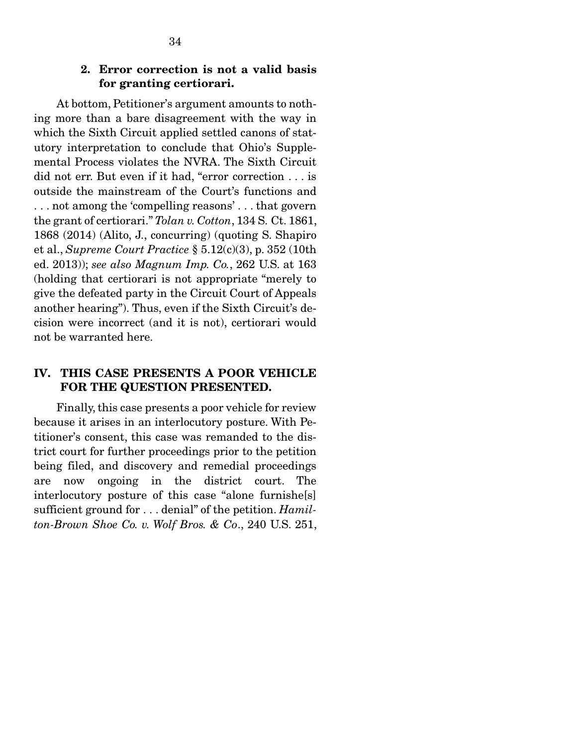### 2. Error correction is not a valid basis for granting certiorari.

At bottom, Petitioner's argument amounts to nothing more than a bare disagreement with the way in which the Sixth Circuit applied settled canons of statutory interpretation to conclude that Ohio's Supplemental Process violates the NVRA. The Sixth Circuit did not err. But even if it had, "error correction . . . is outside the mainstream of the Court's functions and . . . not among the 'compelling reasons' . . . that govern the grant of certiorari." *Tolan v. Cotton*, 134 S. Ct. 1861, 1868 (2014) (Alito, J., concurring) (quoting S. Shapiro et al., *Supreme Court Practice* § 5.12(c)(3), p. 352 (10th ed. 2013)); *see also Magnum Imp. Co.*, 262 U.S. at 163 (holding that certiorari is not appropriate "merely to give the defeated party in the Circuit Court of Appeals another hearing"). Thus, even if the Sixth Circuit's decision were incorrect (and it is not), certiorari would not be warranted here.

## IV. THIS CASE PRESENTS A POOR VEHICLE FOR THE QUESTION PRESENTED.

Finally, this case presents a poor vehicle for review because it arises in an interlocutory posture. With Petitioner's consent, this case was remanded to the district court for further proceedings prior to the petition being filed, and discovery and remedial proceedings are now ongoing in the district court. The interlocutory posture of this case "alone furnishe[s] sufficient ground for . . . denial" of the petition. *Hamilton-Brown Shoe Co. v. Wolf Bros. & Co*., 240 U.S. 251,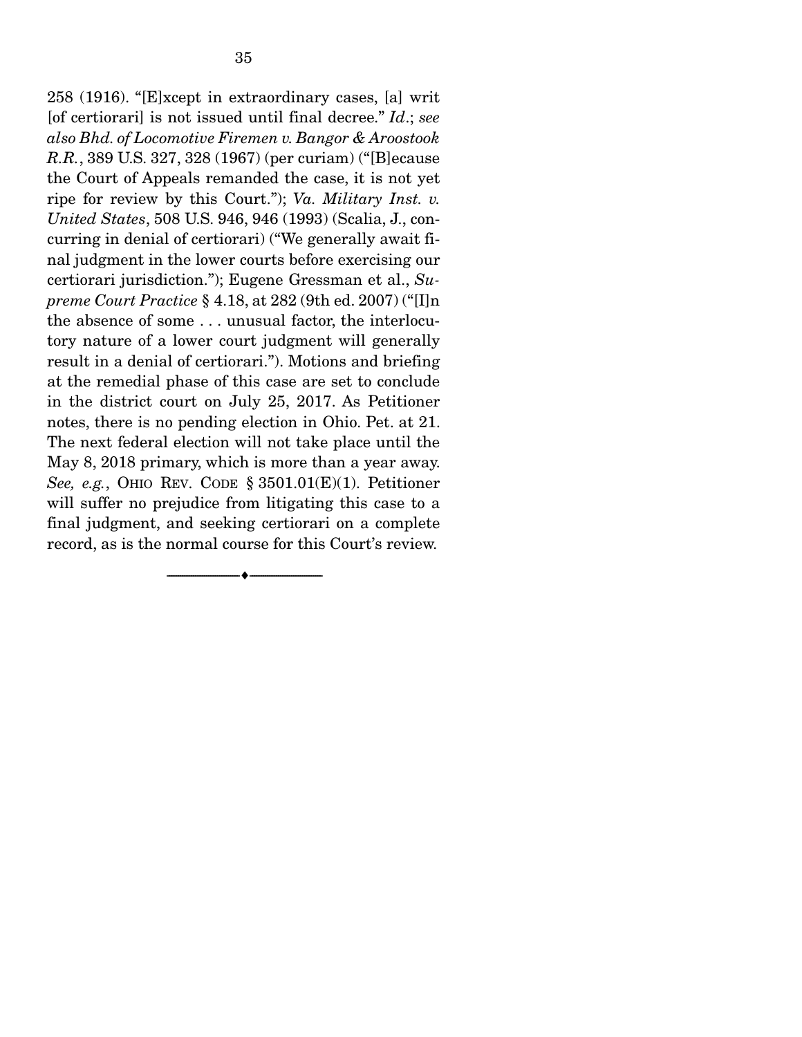258 (1916). "[E]xcept in extraordinary cases, [a] writ [of certiorari] is not issued until final decree." *Id*.; *see also Bhd. of Locomotive Firemen v. Bangor & Aroostook R.R.*, 389 U.S. 327, 328 (1967) (per curiam) ("[B]ecause the Court of Appeals remanded the case, it is not yet ripe for review by this Court."); *Va. Military Inst. v. United States*, 508 U.S. 946, 946 (1993) (Scalia, J., concurring in denial of certiorari) ("We generally await final judgment in the lower courts before exercising our certiorari jurisdiction."); Eugene Gressman et al., *Supreme Court Practice* § 4.18, at 282 (9th ed. 2007) ("[I]n the absence of some . . . unusual factor, the interlocutory nature of a lower court judgment will generally result in a denial of certiorari."). Motions and briefing at the remedial phase of this case are set to conclude in the district court on July 25, 2017. As Petitioner notes, there is no pending election in Ohio. Pet. at 21. The next federal election will not take place until the May 8, 2018 primary, which is more than a year away. *See, e.g.*, OHIO REV. CODE § 3501.01(E)(1). Petitioner will suffer no prejudice from litigating this case to a final judgment, and seeking certiorari on a complete record, as is the normal course for this Court's review.

---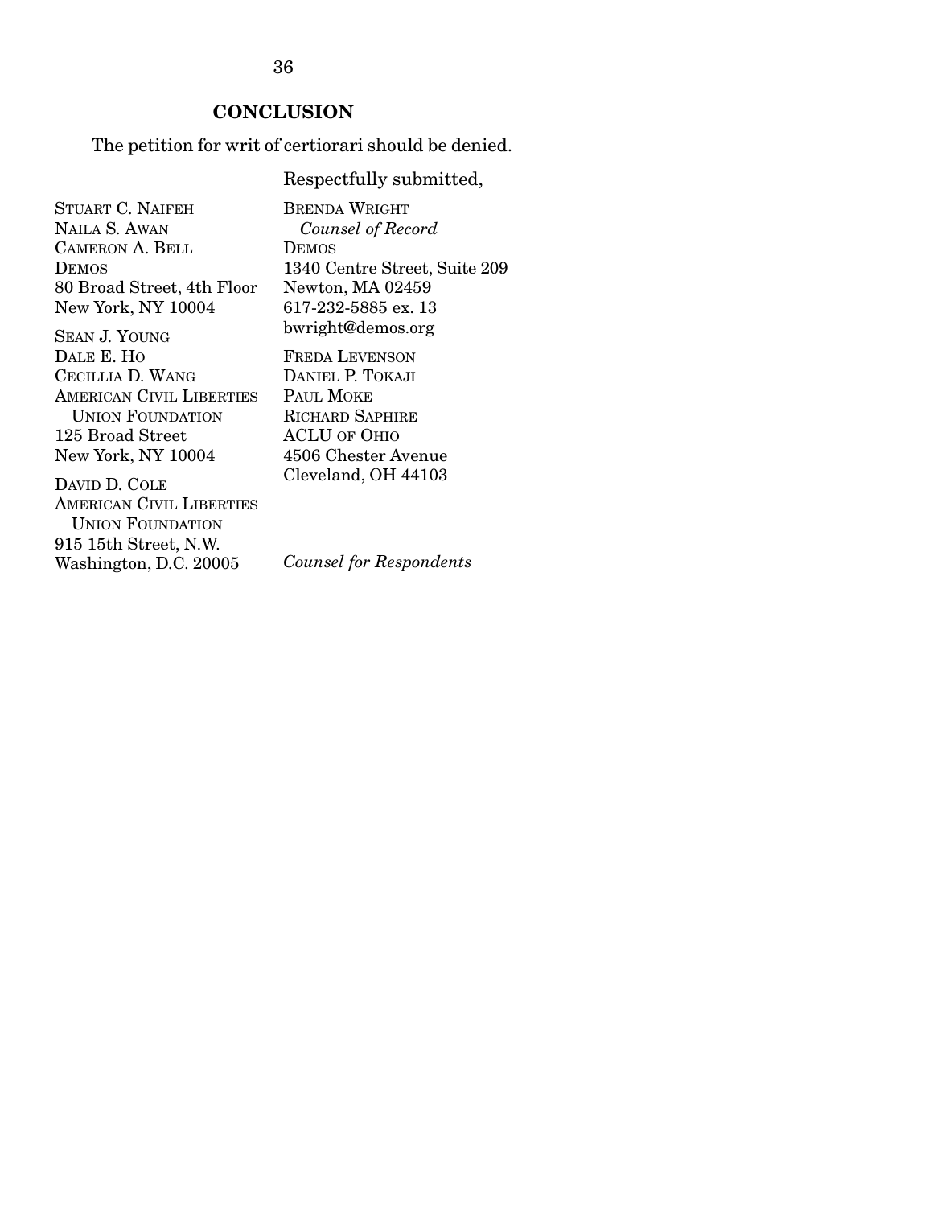## CONCLUSION

The petition for writ of certiorari should be denied.

Respectfully submitted,

BRENDA WRIGHT
*Counsel of Record*
DEMOS
1340 Centre Street, Suite 209
Newton, MA 02459
617-232-5885 ex. 13
bwright@demos.org

STUART C. NAIFEH
NAILA S. AWAN
CAMERON A. BELL
DEMOS
80 Broad Street, 4th Floor
New York, NY 10004

SEAN J. YOUNG
DALE E. HO
CECILLIA D. WANG
AMERICAN CIVIL LIBERTIES UNION FOUNDATION
125 Broad Street
New York, NY 10004

DAVID D. COLE
AMERICAN CIVIL LIBERTIES UNION FOUNDATION
915 15th Street, N.W.
Washington, D.C. 20005

FREDA LEVENSON
DANIEL P. TOKAJI
PAUL MOKE
RICHARD SAPHIRE
ACLU OF OHIO
4506 Chester Avenue
Cleveland, OH 44103

*Counsel for Respondents*